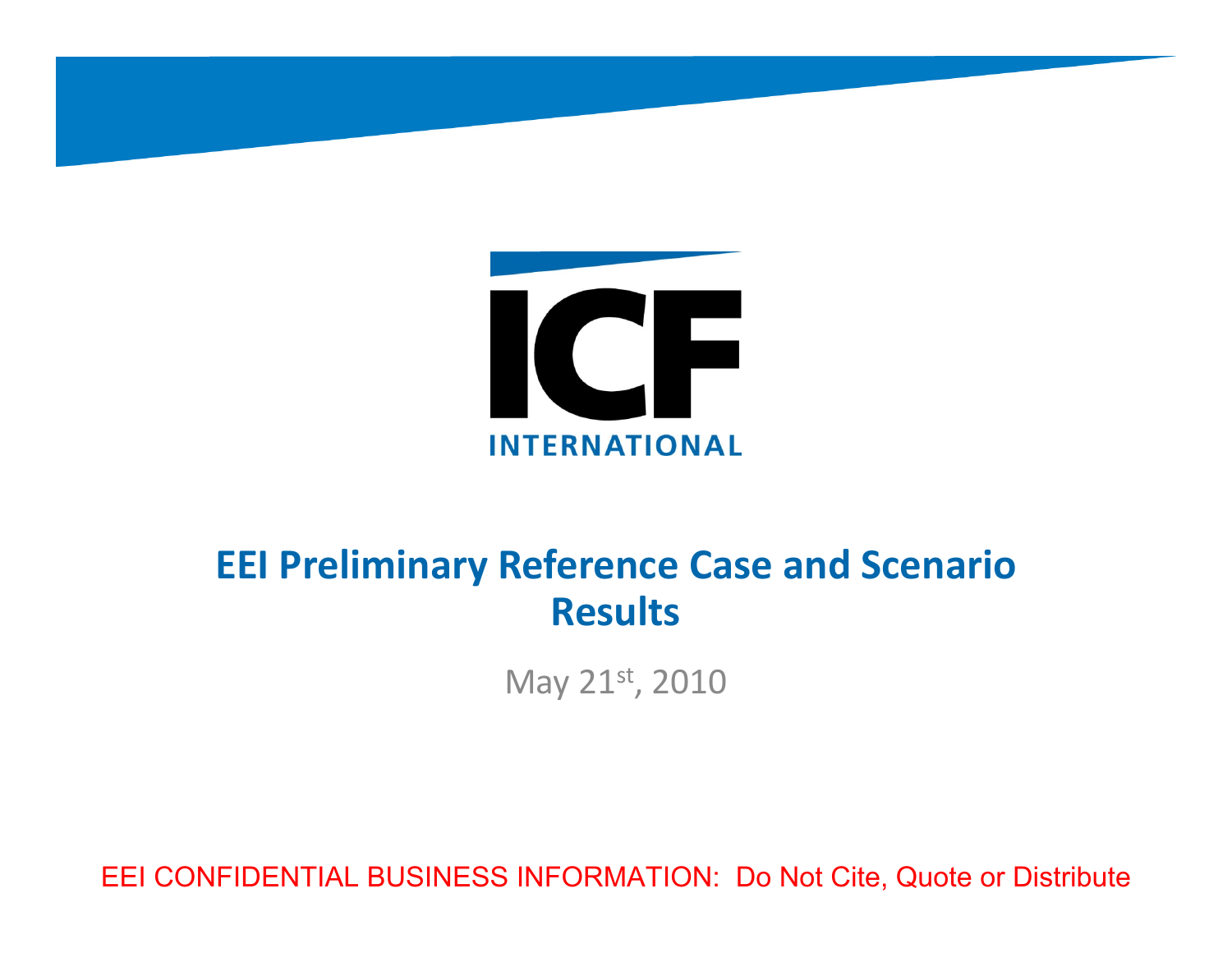ICF

INTERNATIONAL

# EEI Preliminary Reference Case and Scenario Results

May 21st, 2010

EEI CONFIDENTIAL BUSINESS INFORMATION: Do Not Cite, Quote or Distribute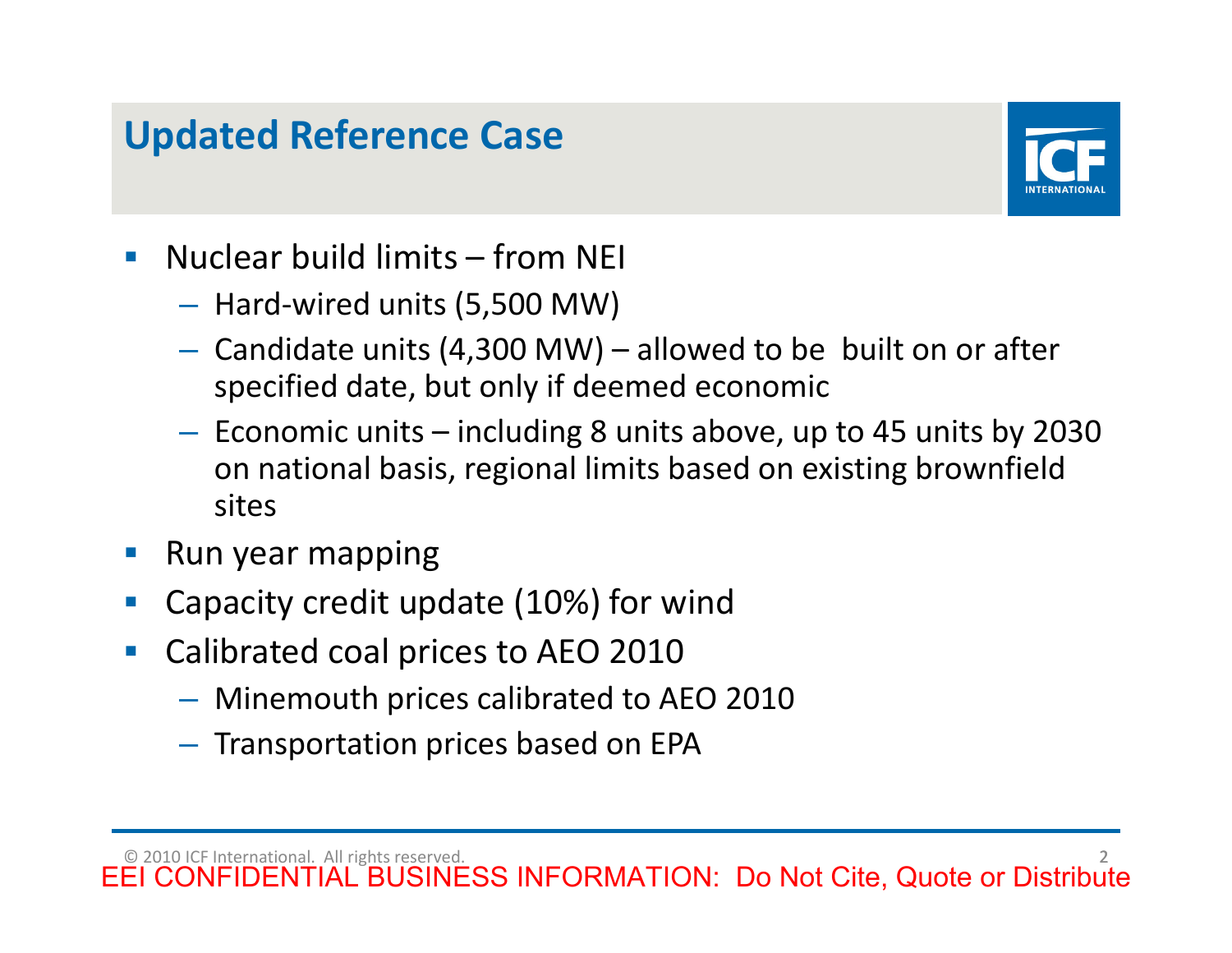## Updated Reference Case

- Nuclear build limits – from NEI
  - Hard-wired units (5,500 MW)
  - Candidate units (4,300 MW) – allowed to be built on or after specified date, but only if deemed economic
  - Economic units – including 8 units above, up to 45 units by 2030 on national basis, regional limits based on existing brownfield sites
- Run year mapping
- Capacity credit update (10%) for wind
- Calibrated coal prices to AEO 2010
  - Minemouth prices calibrated to AEO 2010
  - Transportation prices based on EPA

© 2010 ICF International. All rights reserved.

EEI CONFIDENTIAL BUSINESS INFORMATION: Do Not Cite, Quote or Distribute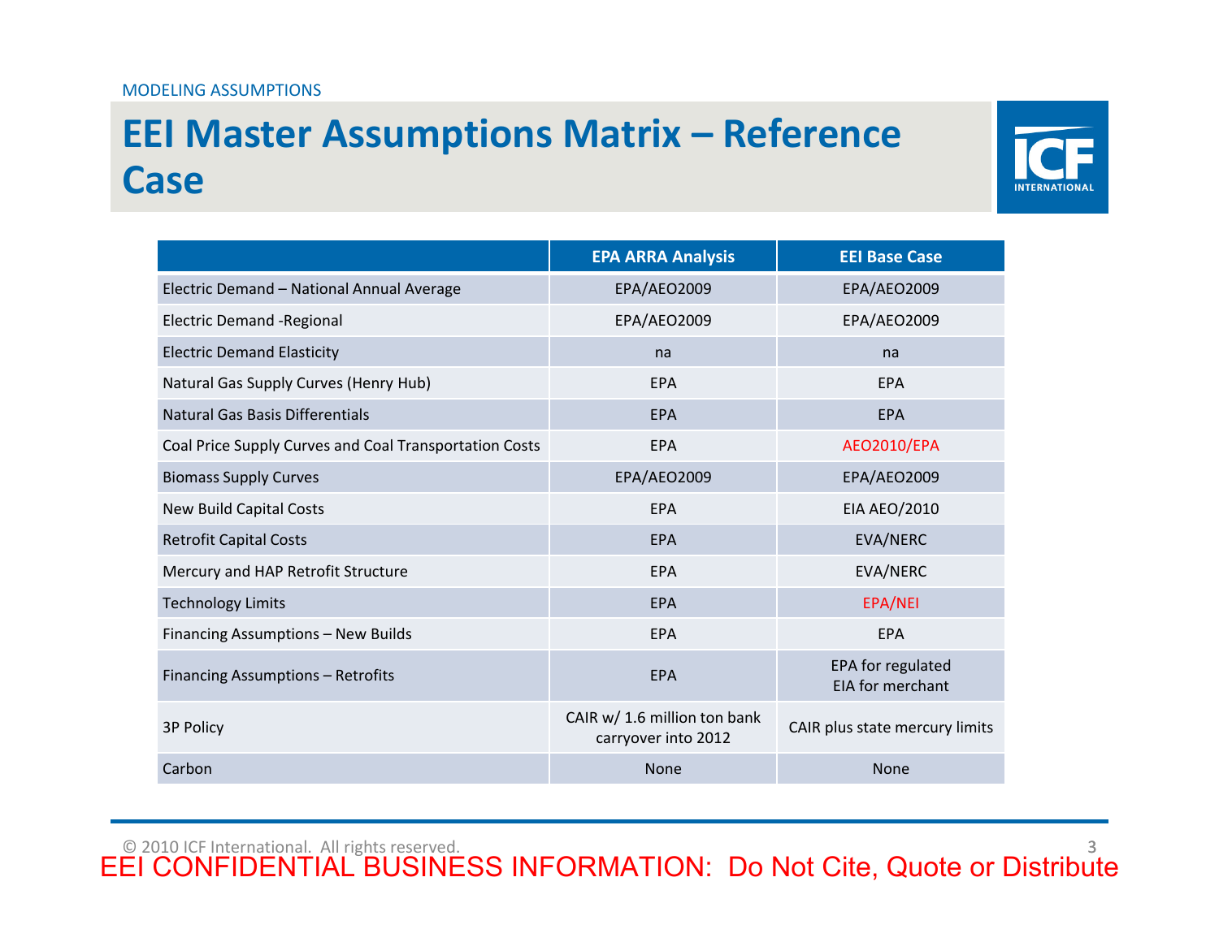MODELING ASSUMPTIONS

# EEI Master Assumptions Matrix – Reference Case

| | EPA ARRA Analysis | EEI Base Case |
|---|---|---|
| Electric Demand – National Annual Average | EPA/AEO2009 | EPA/AEO2009 |
| Electric Demand -Regional | EPA/AEO2009 | EPA/AEO2009 |
| Electric Demand Elasticity | na | na |
| Natural Gas Supply Curves (Henry Hub) | EPA | EPA |
| Natural Gas Basis Differentials | EPA | EPA |
| Coal Price Supply Curves and Coal Transportation Costs | EPA | AEO2010/EPA |
| Biomass Supply Curves | EPA/AEO2009 | EPA/AEO2009 |
| New Build Capital Costs | EPA | EIA AEO/2010 |
| Retrofit Capital Costs | EPA | EVA/NERC |
| Mercury and HAP Retrofit Structure | EPA | EVA/NERC |
| Technology Limits | EPA | EPA/NEI |
| Financing Assumptions – New Builds | EPA | EPA |
| Financing Assumptions – Retrofits | EPA | EPA for regulated EIA for merchant |
| 3P Policy | CAIR w/ 1.6 million ton bank carryover into 2012 | CAIR plus state mercury limits |
| Carbon | None | None |

© 2010 ICF International. All rights reserved.

EEI CONFIDENTIAL BUSINESS INFORMATION: Do Not Cite, Quote or Distribute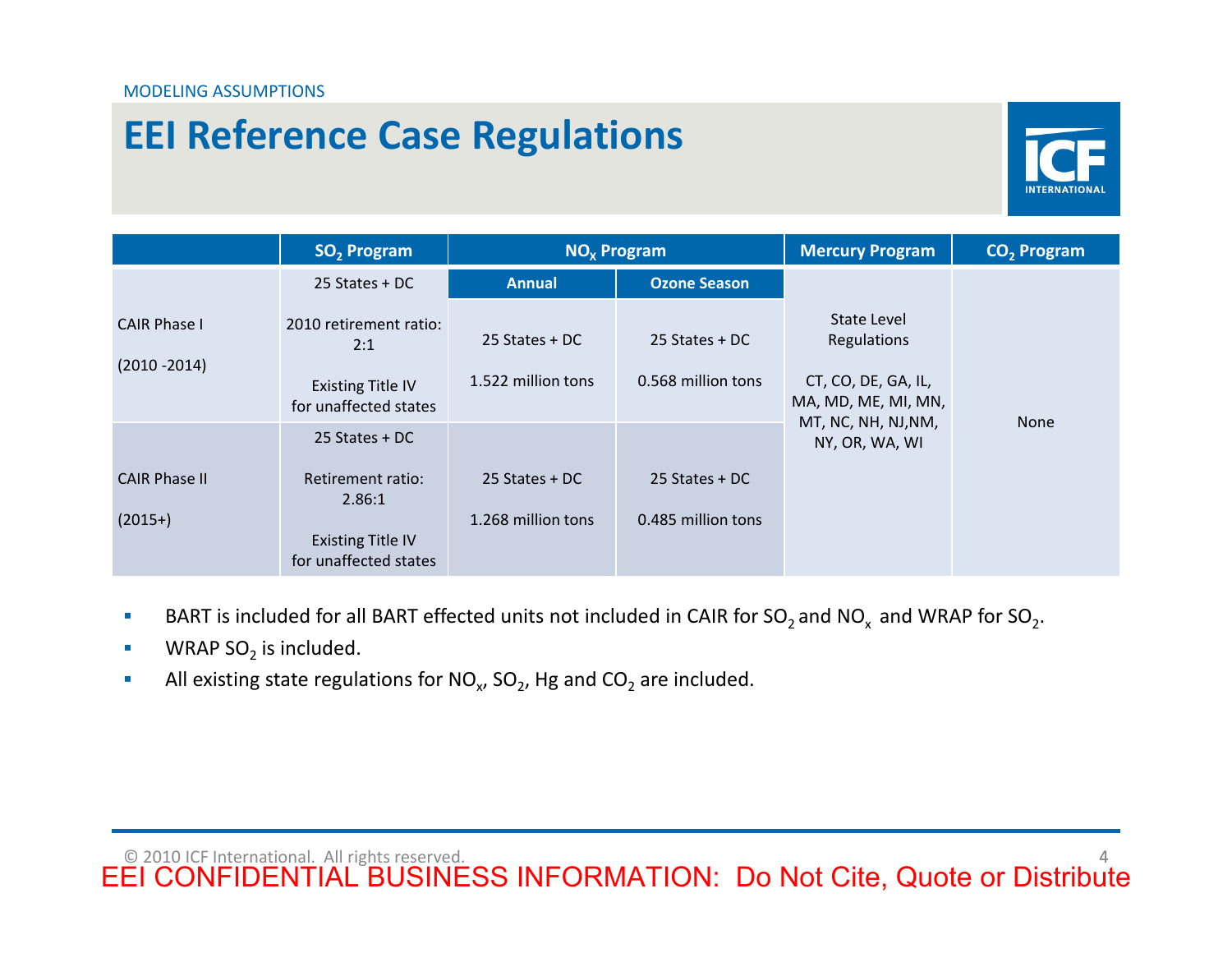MODELING ASSUMPTIONS

# EEI Reference Case Regulations

| | $SO_2$ Program | $NO_x$ Program | | Mercury Program | $CO_2$ Program |
|---|---|---|---|---|---|
| | | Annual | Ozone Season | | |
| CAIR Phase I (2010 -2014) | 25 States + DC<br>2010 retirement ratio: 2:1<br>Existing Title IV for unaffected states | 25 States + DC<br>1.522 million tons | 25 States + DC<br>0.568 million tons | State Level Regulations<br>CT, CO, DE, GA, IL, MA, MD, ME, MI, MN, MT, NC, NH, NJ,NM, NY, OR, WA, WI | None |
| CAIR Phase II (2015+) | 25 States + DC<br>Retirement ratio: 2.86:1<br>Existing Title IV for unaffected states | 25 States + DC<br>1.268 million tons | 25 States + DC<br>0.485 million tons | | |

- BART is included for all BART effected units not included in CAIR for $SO_2$ and $NO_x$ and WRAP for $SO_2$.
- WRAP $SO_2$ is included.
- All existing state regulations for $NO_x$, $SO_2$, Hg and $CO_2$ are included.

© 2010 ICF International. All rights reserved.

EEI CONFIDENTIAL BUSINESS INFORMATION: Do Not Cite, Quote or Distribute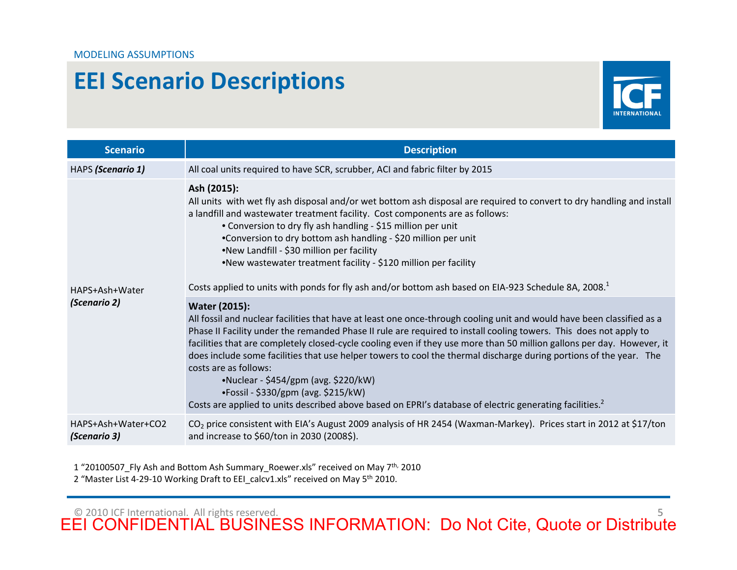MODELING ASSUMPTIONS

# EEI Scenario Descriptions

| Scenario | Description |
|---|---|
| HAPS ***(Scenario 1)*** | All coal units required to have SCR, scrubber, ACI and fabric filter by 2015 |
| HAPS+Ash+Water ***(Scenario 2)*** | **Ash (2015):** All units with wet fly ash disposal and/or wet bottom ash disposal are required to convert to dry handling and install a landfill and wastewater treatment facility. Cost components are as follows: <br>• Conversion to dry fly ash handling - \$15 million per unit <br>• Conversion to dry bottom ash handling - \$20 million per unit <br>• New Landfill - \$30 million per facility <br>• New wastewater treatment facility - \$120 million per facility <br><br>Costs applied to units with ponds for fly ash and/or bottom ash based on EIA-923 Schedule 8A, 2008.[1] |
| | **Water (2015):** All fossil and nuclear facilities that have at least one once-through cooling unit and would have been classified as a Phase II Facility under the remanded Phase II rule are required to install cooling towers. This does not apply to facilities that are completely closed-cycle cooling even if they use more than 50 million gallons per day. However, it does include some facilities that use helper towers to cool the thermal discharge during portions of the year. The costs are as follows: <br>• Nuclear - \$454/gpm (avg. \$220/kW) <br>• Fossil - \$330/gpm (avg. \$215/kW) <br>Costs are applied to units described above based on EPRI's database of electric generating facilities.[2] |
| HAPS+Ash+Water+CO2 ***(Scenario 3)*** | $CO_2$ price consistent with EIA's August 2009 analysis of HR 2454 (Waxman-Markey). Prices start in 2012 at \$17/ton and increase to \$60/ton in 2030 (2008\$). |

1 "20100507_Fly Ash and Bottom Ash Summary_Roewer.xls" received on May 7th, 2010
2 "Master List 4-29-10 Working Draft to EEI_calcv1.xls" received on May 5th 2010.

© 2010 ICF International. All rights reserved.

EEI CONFIDENTIAL BUSINESS INFORMATION: Do Not Cite, Quote or Distribute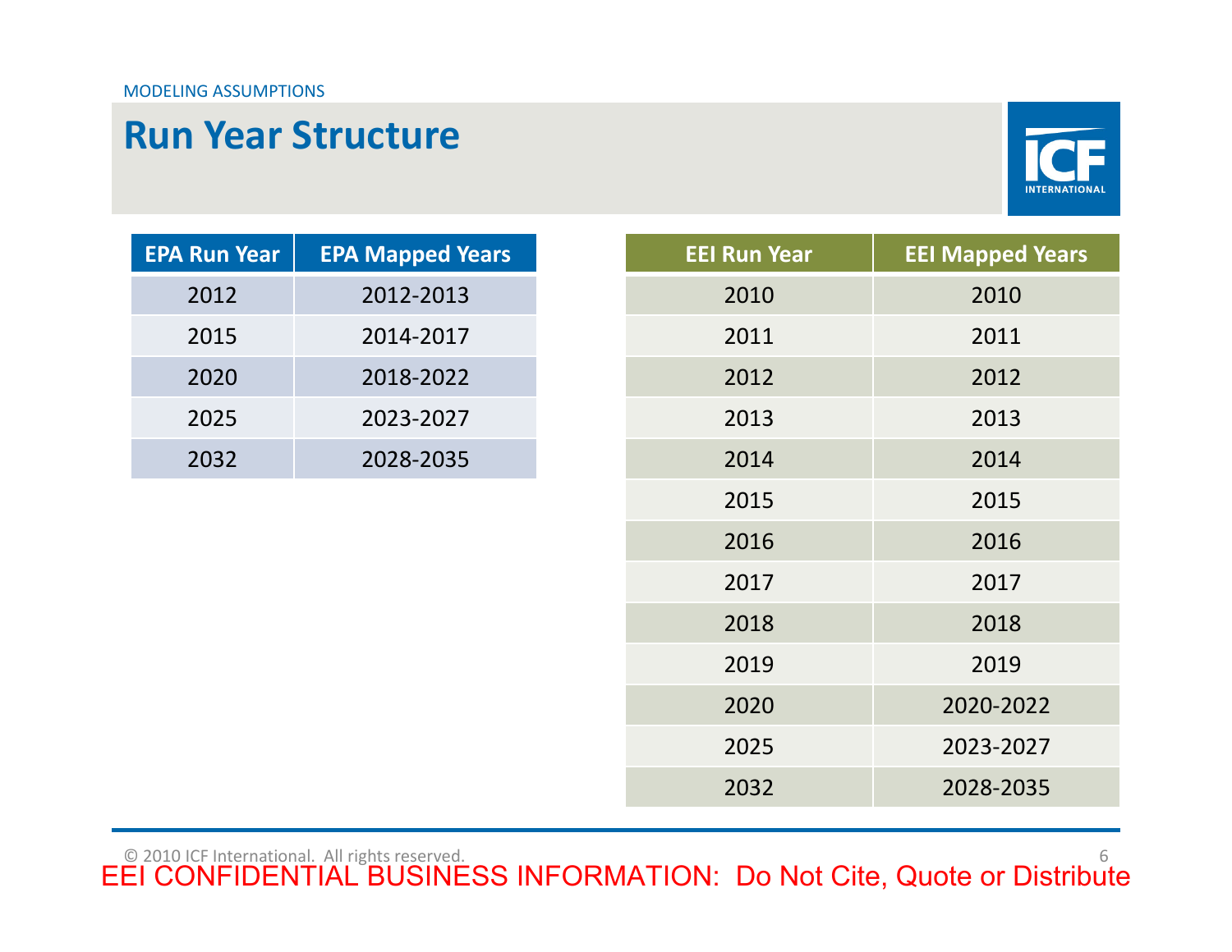MODELING ASSUMPTIONS

# Run Year Structure

| EPA Run Year | EPA Mapped Years |
|---|---|
| 2012 | 2012-2013 |
| 2015 | 2014-2017 |
| 2020 | 2018-2022 |
| 2025 | 2023-2027 |
| 2032 | 2028-2035 |

| EEI Run Year | EEI Mapped Years |
|---|---|
| 2010 | 2010 |
| 2011 | 2011 |
| 2012 | 2012 |
| 2013 | 2013 |
| 2014 | 2014 |
| 2015 | 2015 |
| 2016 | 2016 |
| 2017 | 2017 |
| 2018 | 2018 |
| 2019 | 2019 |
| 2020 | 2020-2022 |
| 2025 | 2023-2027 |
| 2032 | 2028-2035 |

© 2010 ICF International. All rights reserved.

EEI CONFIDENTIAL BUSINESS INFORMATION: Do Not Cite, Quote or Distribute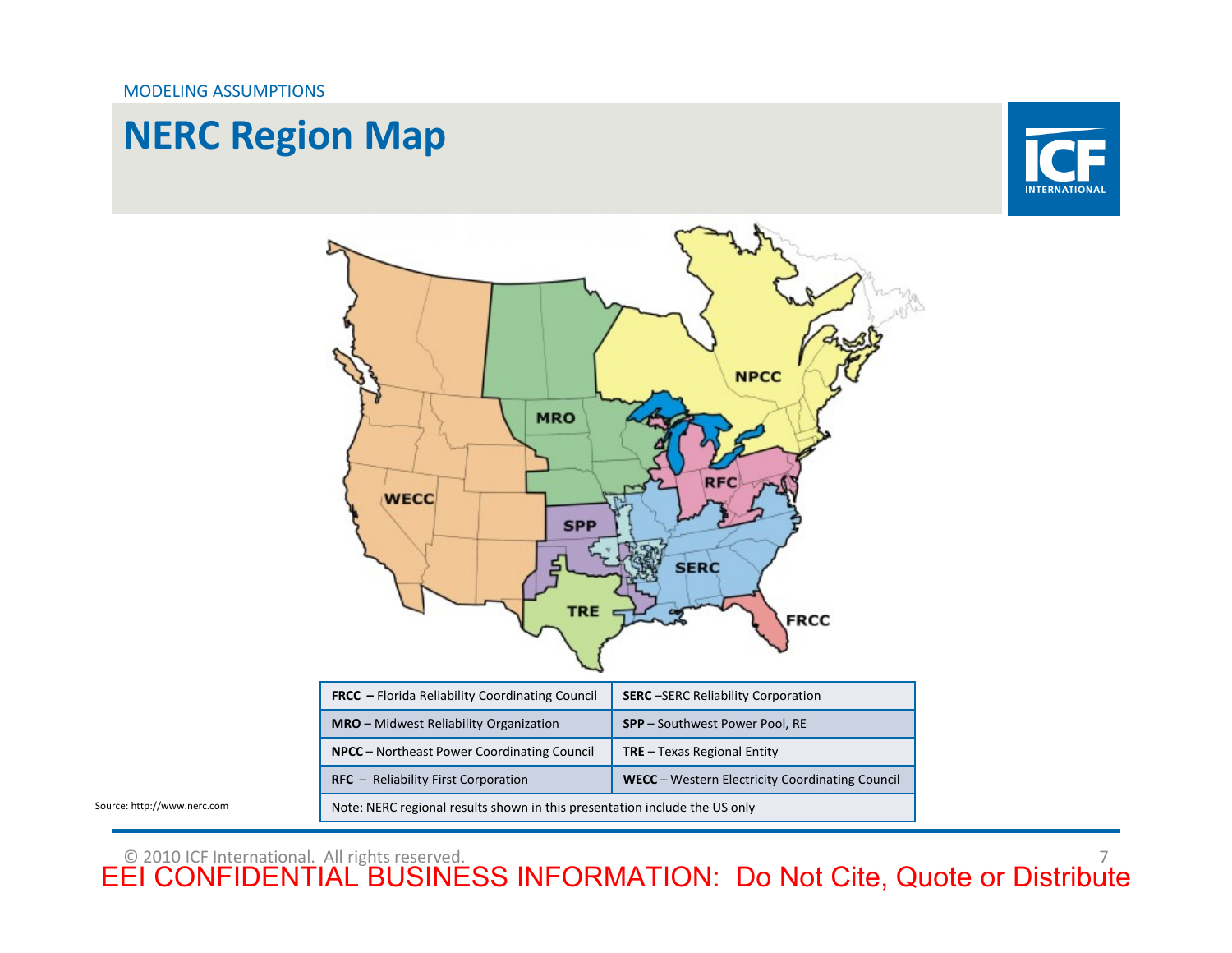MODELING ASSUMPTIONS

# NERC Region Map

| | |
|---|---|
| **FRCC** – Florida Reliability Coordinating Council | **SERC** –SERC Reliability Corporation |
| **MRO** – Midwest Reliability Organization | **SPP** – Southwest Power Pool, RE |
| **NPCC** – Northeast Power Coordinating Council | **TRE** – Texas Regional Entity |
| **RFC** – Reliability First Corporation | **WECC** – Western Electricity Coordinating Council |
| Note: NERC regional results shown in this presentation include the US only | |

Source: http://www.nerc.com

© 2010 ICF International. All rights reserved.

EEI CONFIDENTIAL BUSINESS INFORMATION: Do Not Cite, Quote or Distribute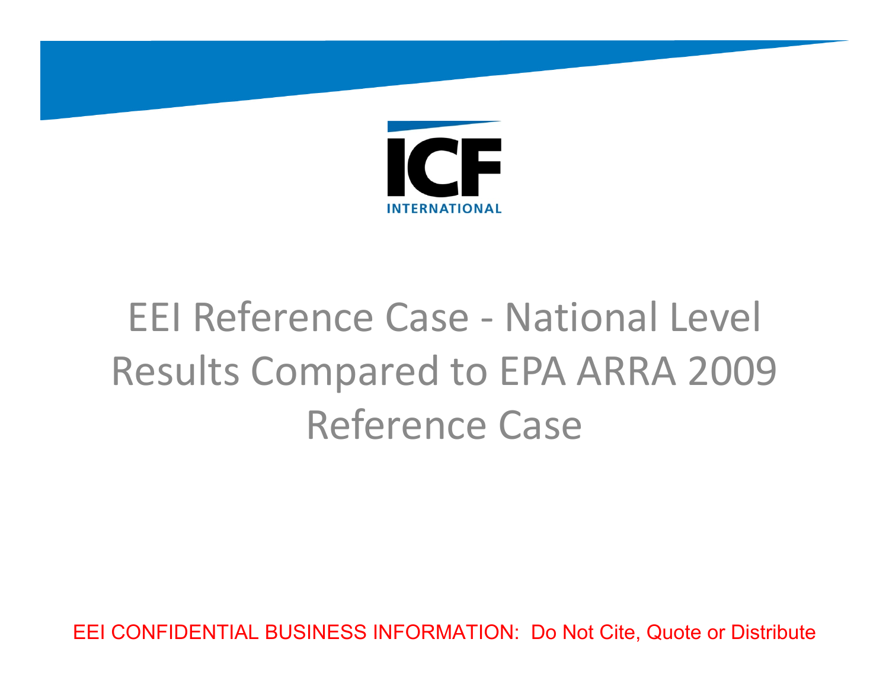ICF INTERNATIONAL

# EEI Reference Case - National Level Results Compared to EPA ARRA 2009 Reference Case

EEI CONFIDENTIAL BUSINESS INFORMATION: Do Not Cite, Quote or Distribute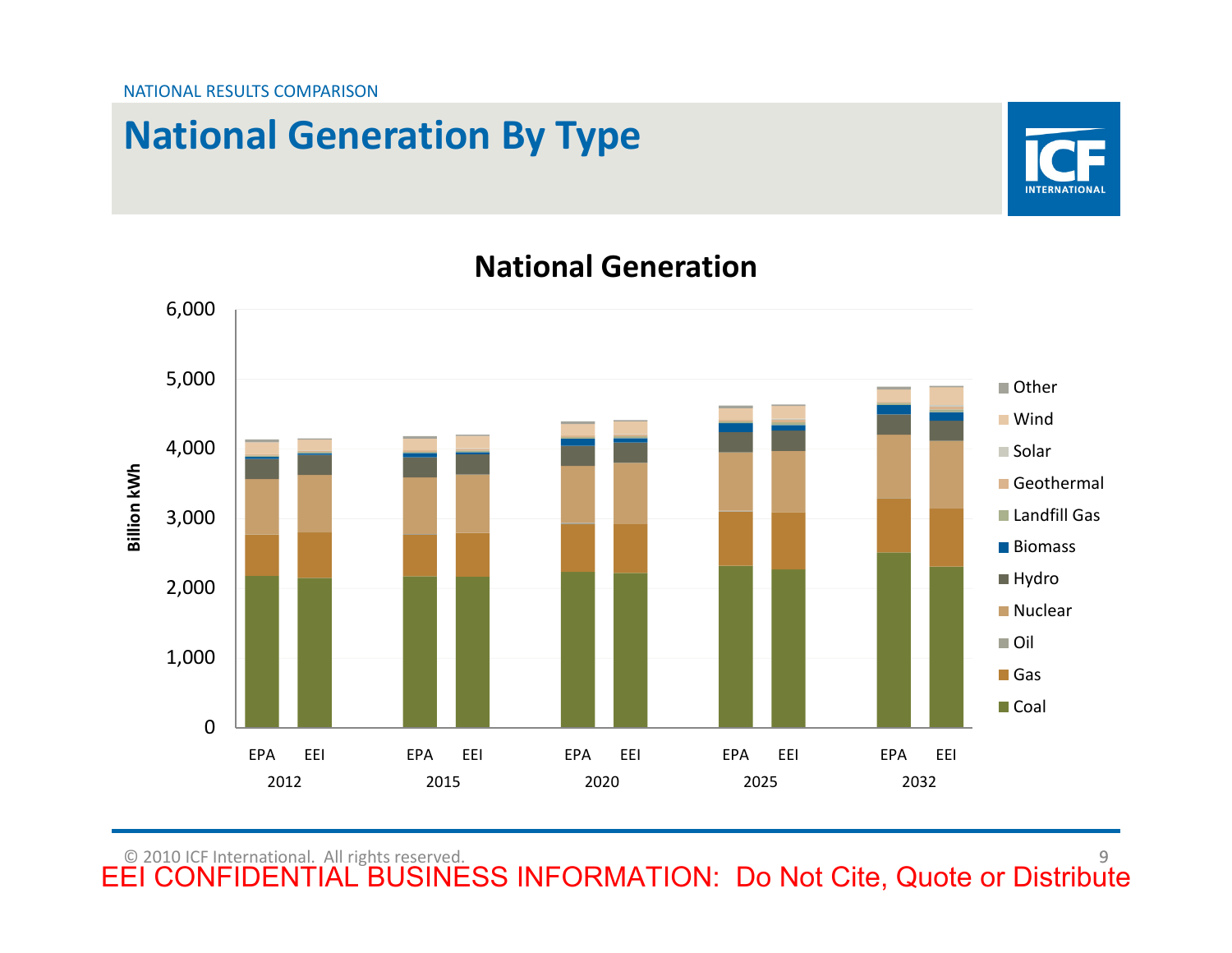NATIONAL RESULTS COMPARISON

# National Generation By Type

## National Generation

Billion kWh

6,000
5,000
4,000
3,000
2,000
1,000
0

EPA EEI — 2012
EPA EEI — 2015
EPA EEI — 2020
EPA EEI — 2025
EPA EEI — 2032

Legend: Other, Wind, Solar, Geothermal, Landfill Gas, Biomass, Hydro, Nuclear, Oil, Gas, Coal

© 2010 ICF International. All rights reserved.

EEI CONFIDENTIAL BUSINESS INFORMATION: Do Not Cite, Quote or Distribute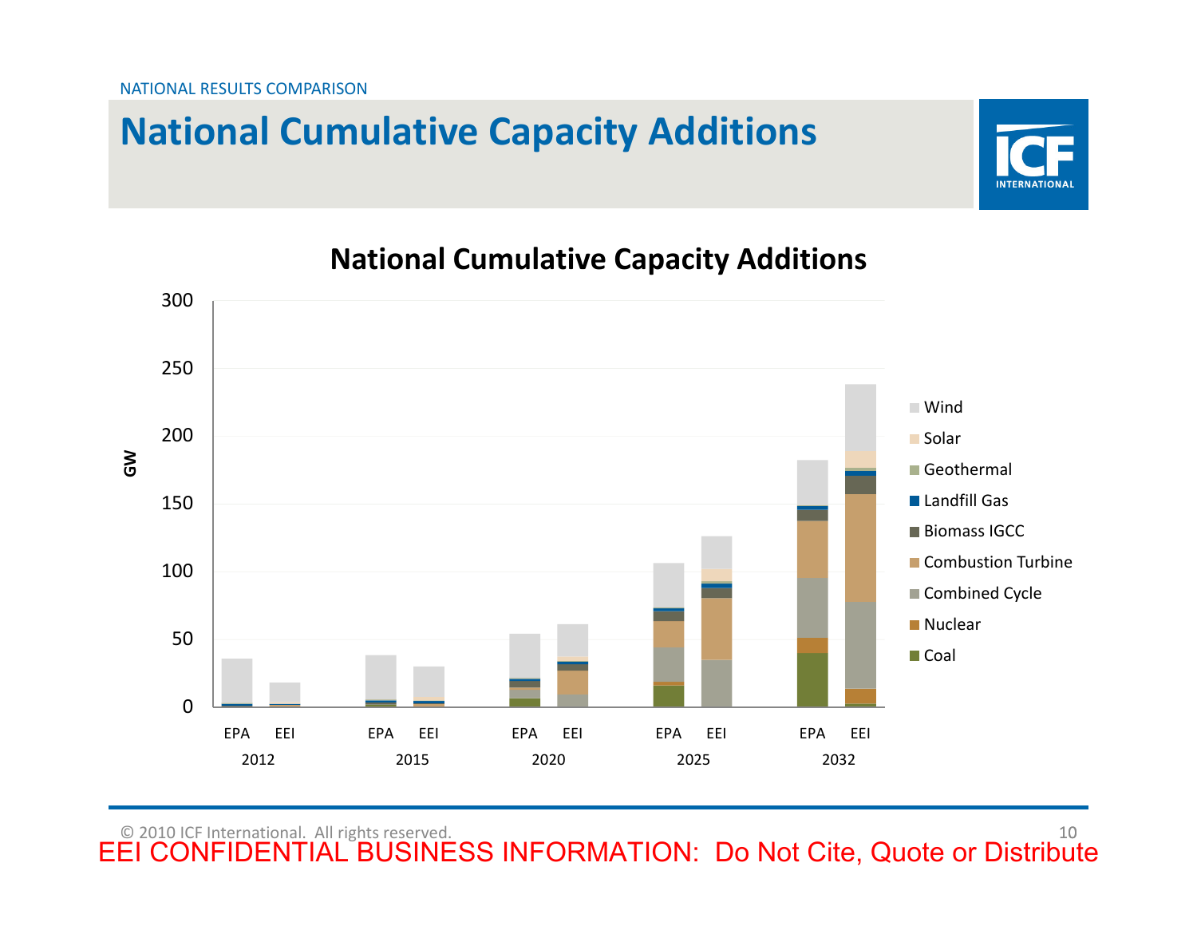NATIONAL RESULTS COMPARISON

# National Cumulative Capacity Additions

## National Cumulative Capacity Additions

GW

300
250
200
150
100
50
0

EPA EEI — 2012
EPA EEI — 2015
EPA EEI — 2020
EPA EEI — 2025
EPA EEI — 2032

- Wind
- Solar
- Geothermal
- Landfill Gas
- Biomass IGCC
- Combustion Turbine
- Combined Cycle
- Nuclear
- Coal

© 2010 ICF International. All rights reserved.

EEI CONFIDENTIAL BUSINESS INFORMATION: Do Not Cite, Quote or Distribute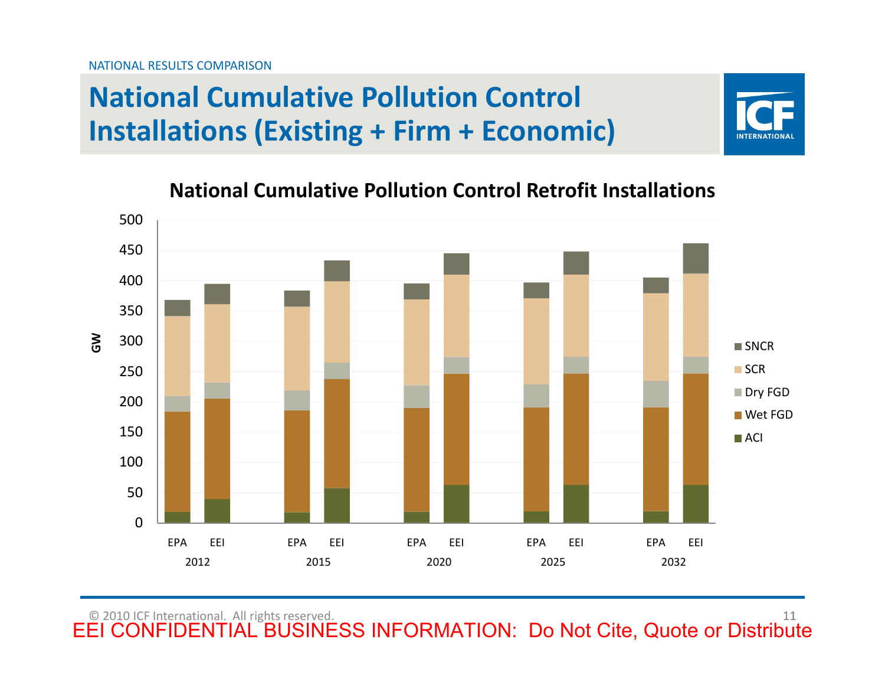NATIONAL RESULTS COMPARISON

# National Cumulative Pollution Control Installations (Existing + Firm + Economic)

## National Cumulative Pollution Control Retrofit Installations

EEI CONFIDENTIAL BUSINESS INFORMATION: Do Not Cite, Quote or Distribute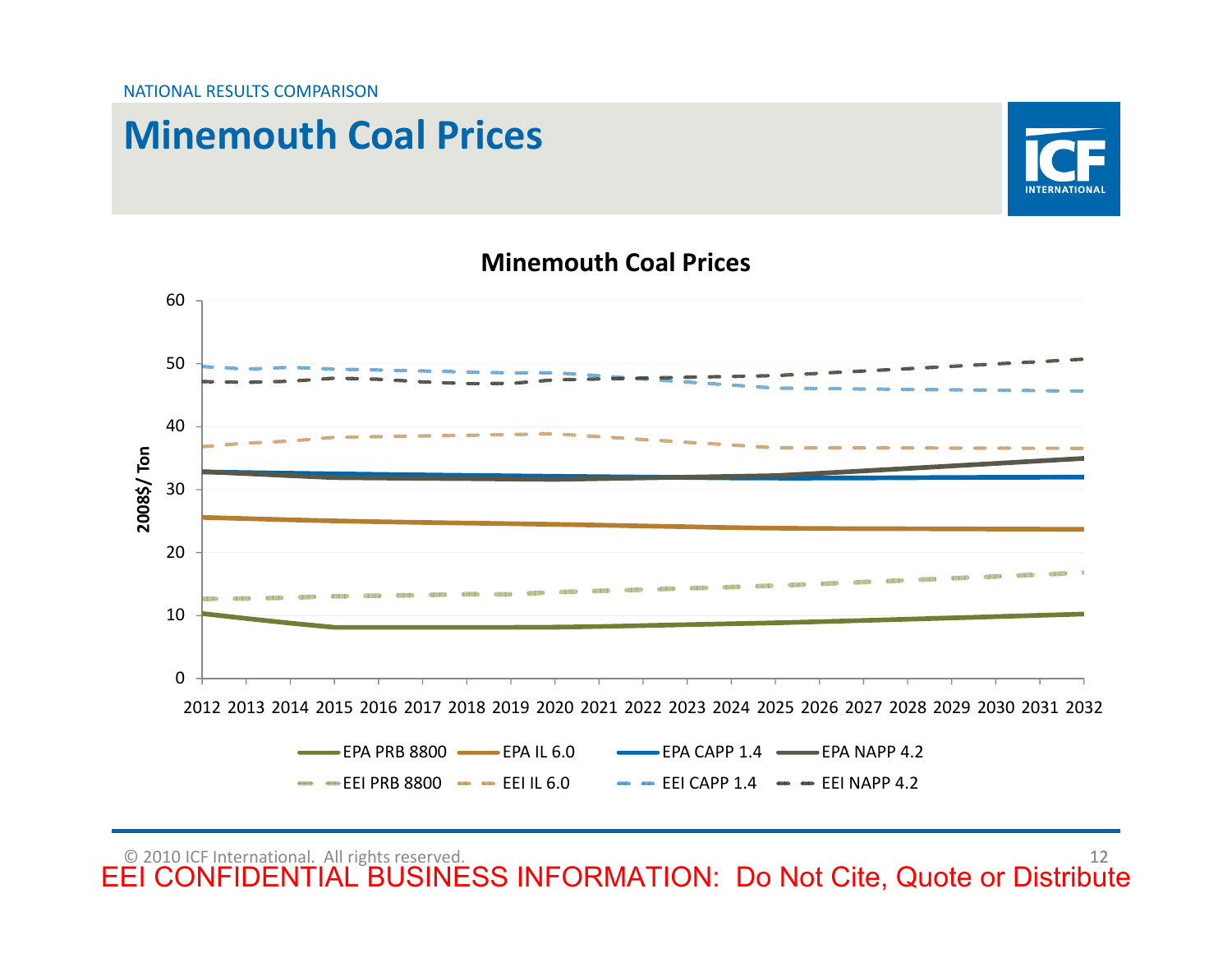NATIONAL RESULTS COMPARISON

# Minemouth Coal Prices

**Minemouth Coal Prices**

2008$/ Ton

Legend: EPA PRB 8800, EPA IL 6.0, EPA CAPP 1.4, EPA NAPP 4.2, EEI PRB 8800, EEI IL 6.0, EEI CAPP 1.4, EEI NAPP 4.2

© 2010 ICF International. All rights reserved.

EEI CONFIDENTIAL BUSINESS INFORMATION: Do Not Cite, Quote or Distribute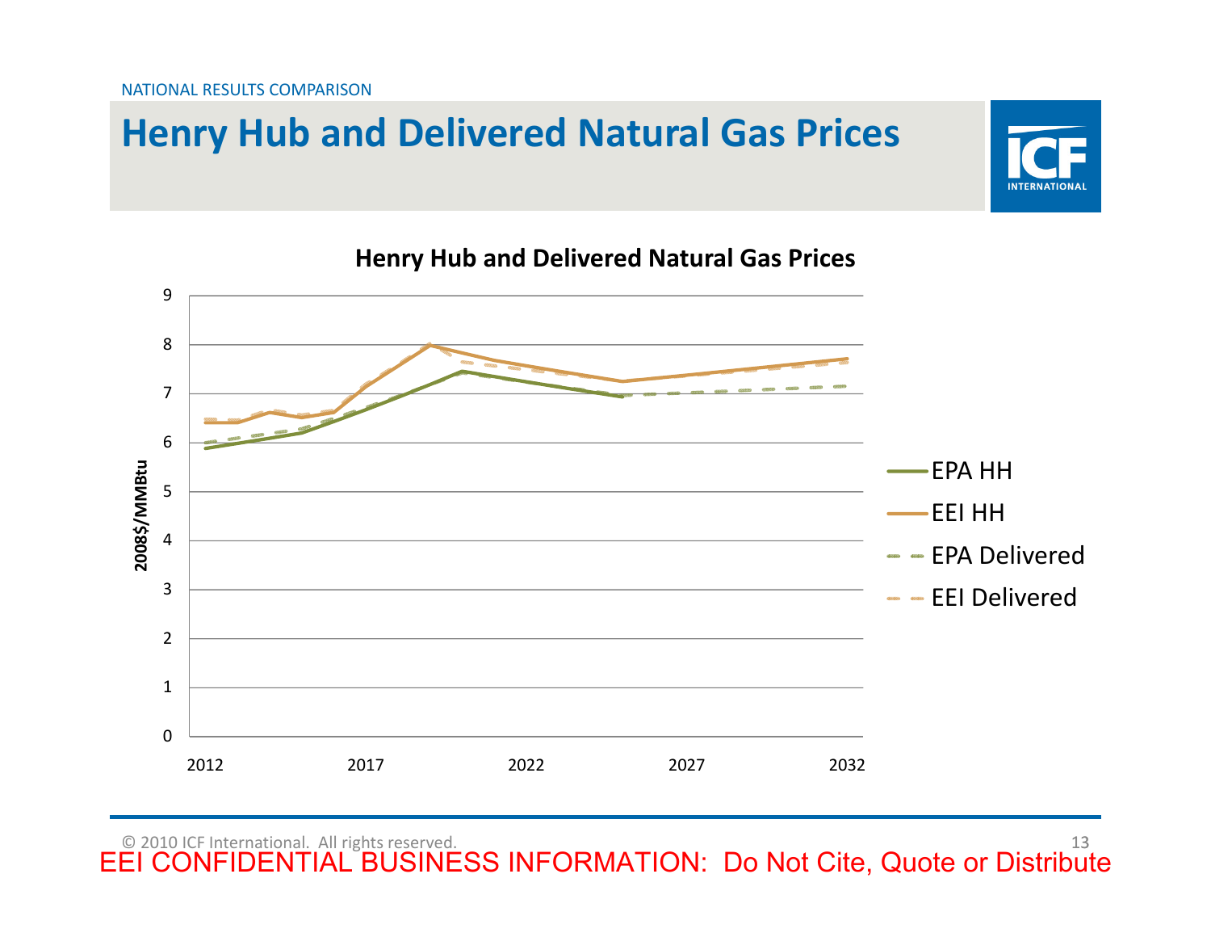NATIONAL RESULTS COMPARISON

# Henry Hub and Delivered Natural Gas Prices

**Henry Hub and Delivered Natural Gas Prices**

2008$/MMBtu

- EPA HH
- EEI HH
- EPA Delivered
- EEI Delivered

© 2010 ICF International. All rights reserved.

EEI CONFIDENTIAL BUSINESS INFORMATION: Do Not Cite, Quote or Distribute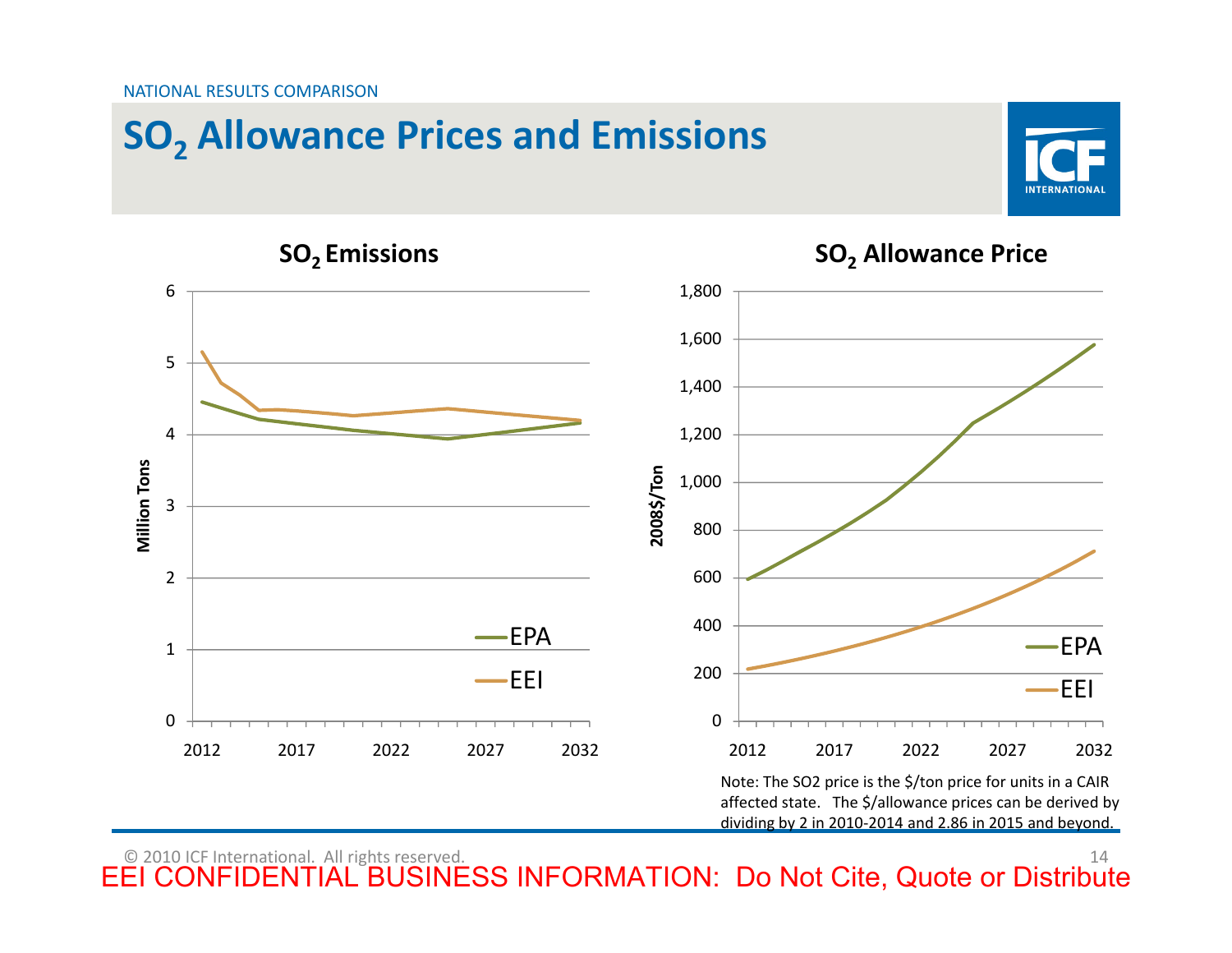NATIONAL RESULTS COMPARISON

# $SO_2$ Allowance Prices and Emissions

## $SO_2$ Emissions

Million Tons

EPA

EEI

## $SO_2$ Allowance Price

2008$/Ton

EPA

EEI

Note: The SO2 price is the $/ton price for units in a CAIR affected state. The $/allowance prices can be derived by dividing by 2 in 2010-2014 and 2.86 in 2015 and beyond.

© 2010 ICF International. All rights reserved.

EEI CONFIDENTIAL BUSINESS INFORMATION: Do Not Cite, Quote or Distribute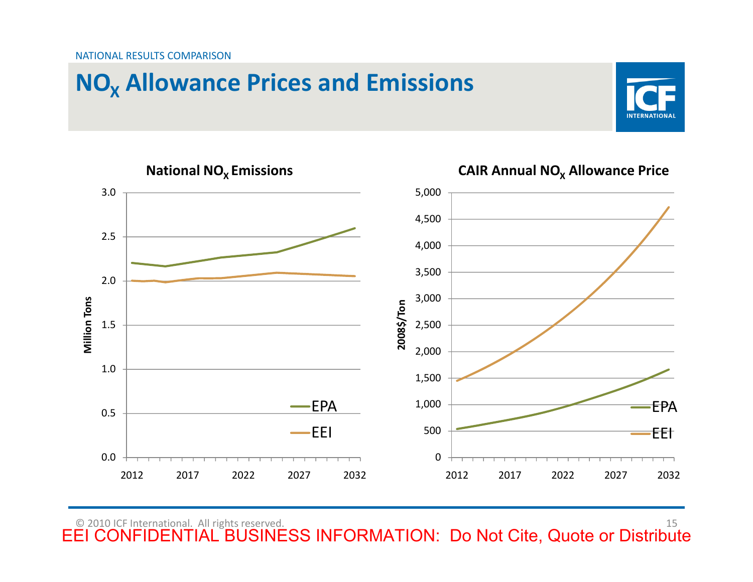NATIONAL RESULTS COMPARISON

# $NO_X$ Allowance Prices and Emissions

**National $NO_X$ Emissions**

Million Tons

3.0
2.5
2.0
1.5
1.0
0.5
0.0

2012 2017 2022 2027 2032

EPA
EEI

**CAIR Annual $NO_X$ Allowance Price**

2008$/Ton

5,000
4,500
4,000
3,500
3,000
2,500
2,000
1,500
1,000
500
0

2012 2017 2022 2027 2032

EPA
EEI

© 2010 ICF International. All rights reserved.

EEI CONFIDENTIAL BUSINESS INFORMATION: Do Not Cite, Quote or Distribute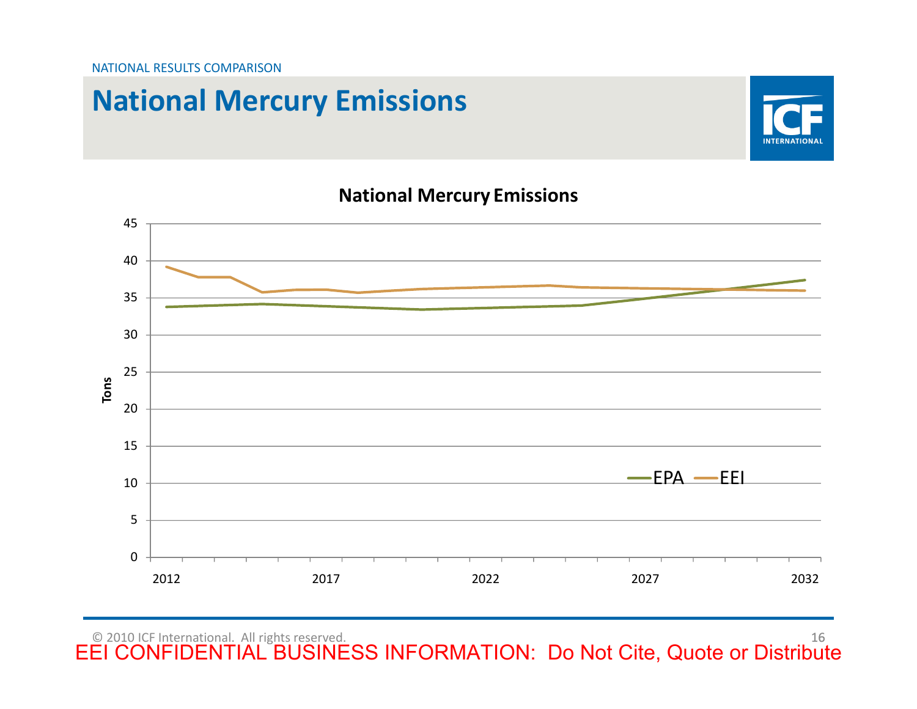NATIONAL RESULTS COMPARISON

# National Mercury Emissions

**National Mercury Emissions**

Tons

45
40
35
30
25
20
15
10
5
0

2012 2017 2022 2027 2032

EPA EEI

© 2010 ICF International. All rights reserved.

EEI CONFIDENTIAL BUSINESS INFORMATION: Do Not Cite, Quote or Distribute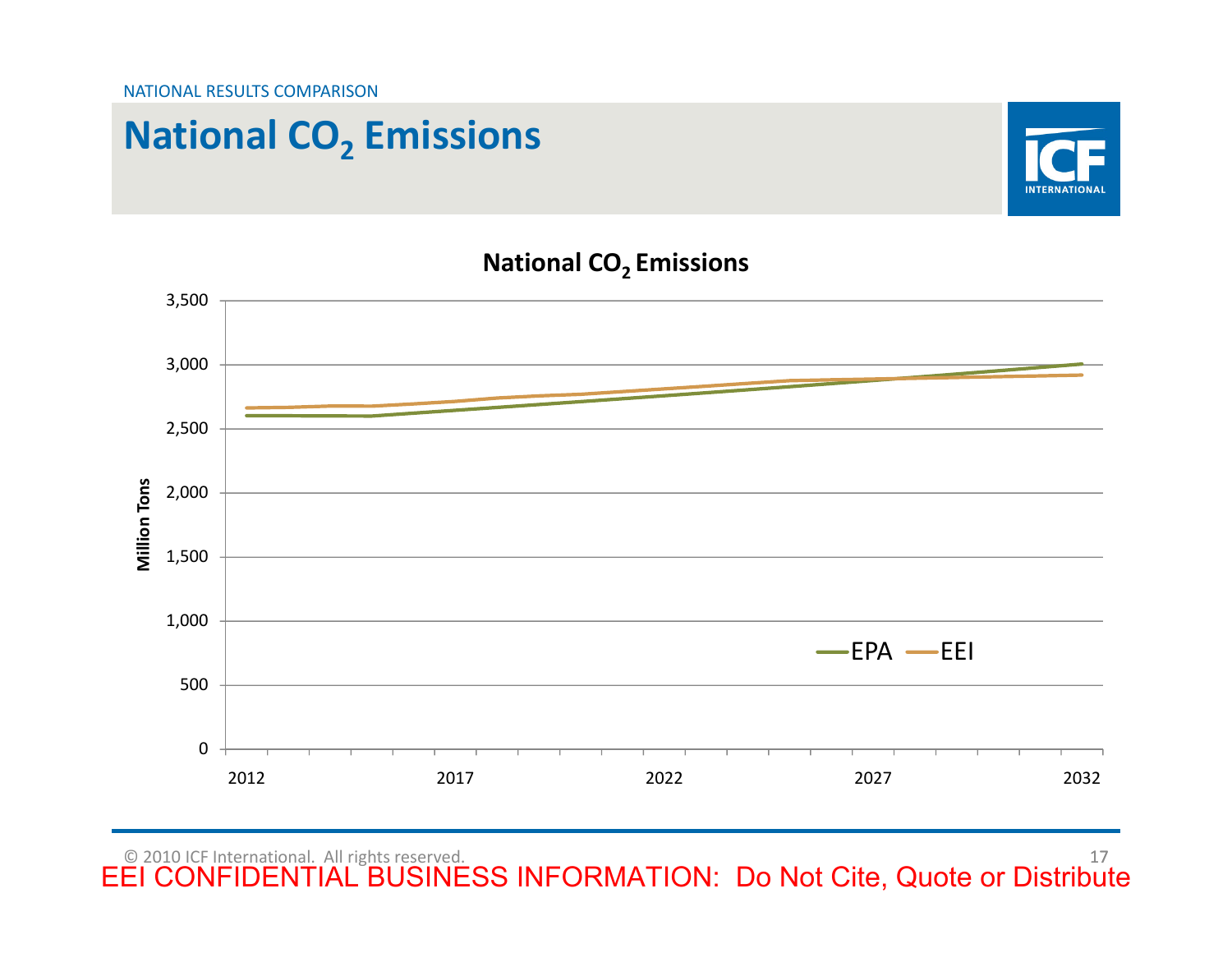NATIONAL RESULTS COMPARISON

# National $CO_2$ Emissions

**National $CO_2$ Emissions**

Million Tons

3,500
3,000
2,500
2,000
1,500
1,000
500
0

2012 2017 2022 2027 2032

EPA EEI

© 2010 ICF International. All rights reserved.

EEI CONFIDENTIAL BUSINESS INFORMATION: Do Not Cite, Quote or Distribute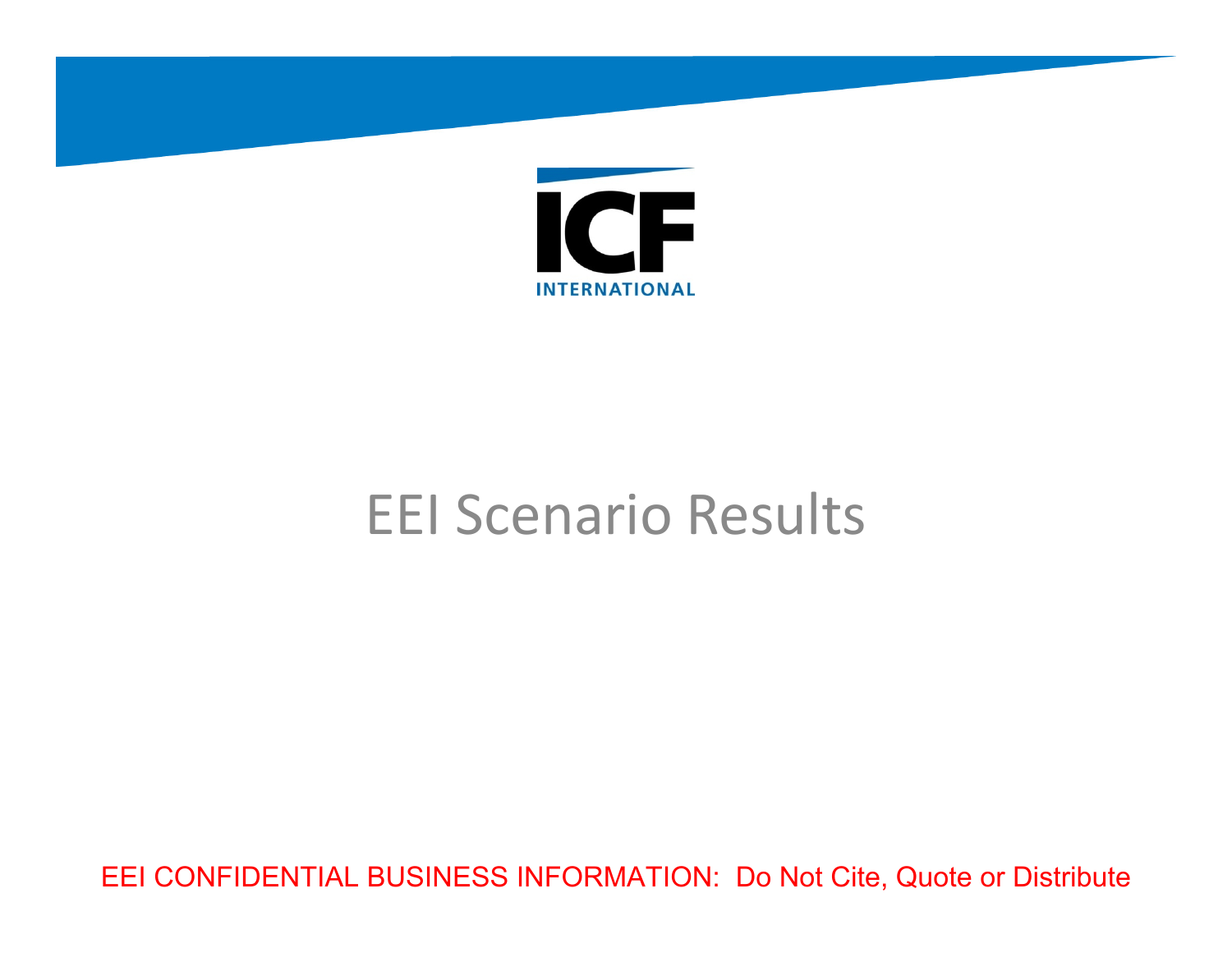# EEI Scenario Results

EEI CONFIDENTIAL BUSINESS INFORMATION: Do Not Cite, Quote or Distribute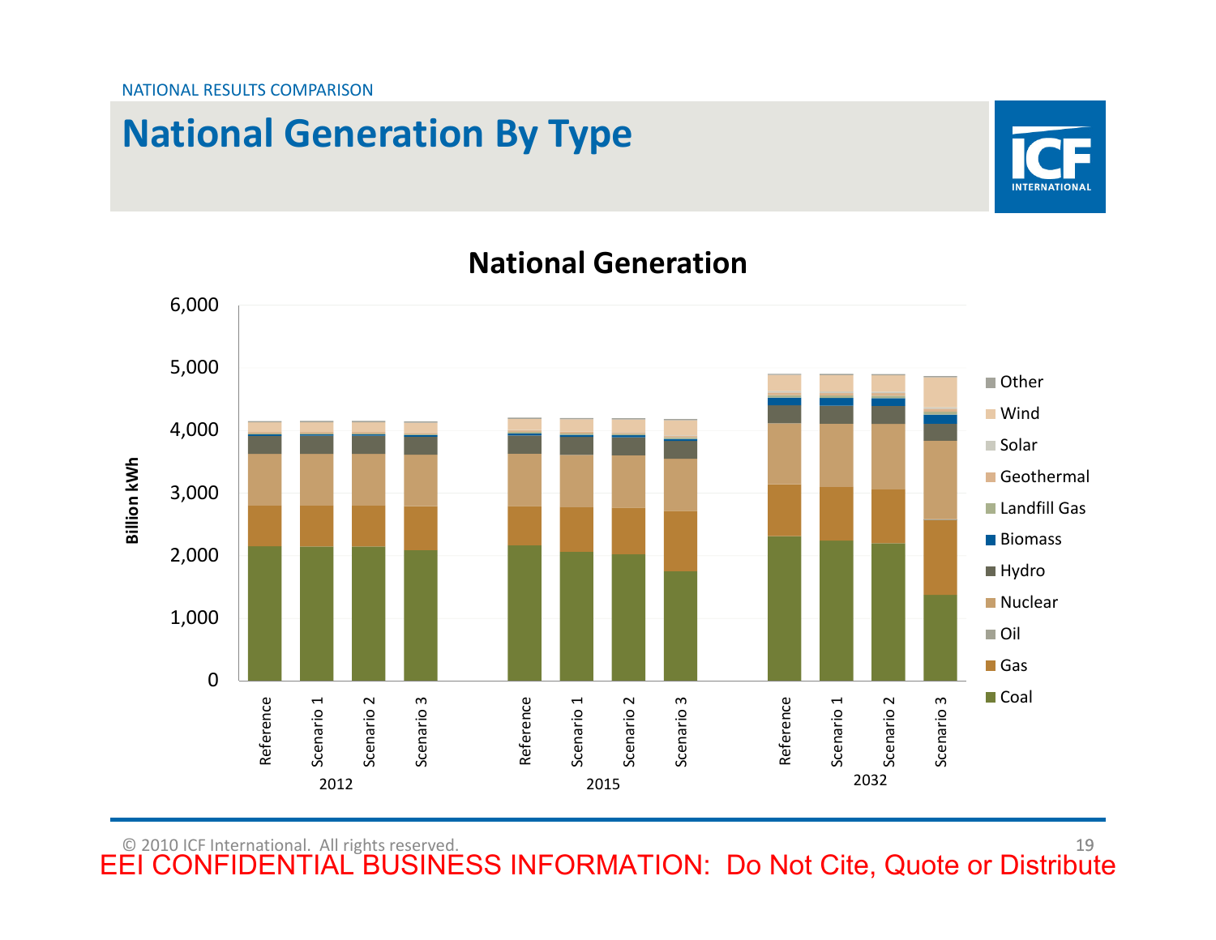NATIONAL RESULTS COMPARISON

# National Generation By Type

## National Generation

Billion kWh

6,000
5,000
4,000
3,000
2,000
1,000
0

Reference | Scenario 1 | Scenario 2 | Scenario 3 — 2012
Reference | Scenario 1 | Scenario 2 | Scenario 3 — 2015
Reference | Scenario 1 | Scenario 2 | Scenario 3 — 2032

- Other
- Wind
- Solar
- Geothermal
- Landfill Gas
- Biomass
- Hydro
- Nuclear
- Oil
- Gas
- Coal

© 2010 ICF International. All rights reserved.

EEI CONFIDENTIAL BUSINESS INFORMATION: Do Not Cite, Quote or Distribute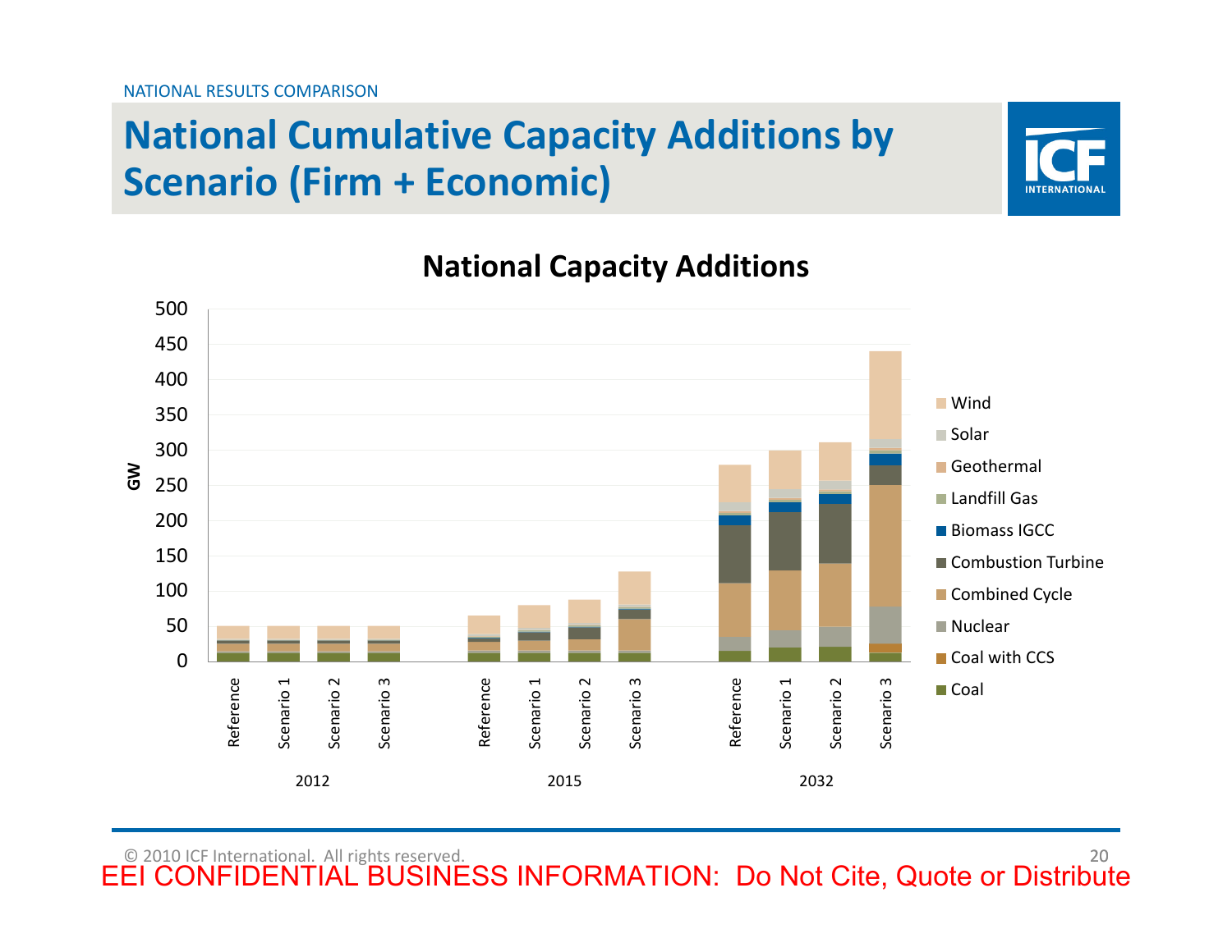NATIONAL RESULTS COMPARISON

# National Cumulative Capacity Additions by Scenario (Firm + Economic)

## National Capacity Additions

GW: 0, 50, 100, 150, 200, 250, 300, 350, 400, 450, 500

2012: Reference, Scenario 1, Scenario 2, Scenario 3
2015: Reference, Scenario 1, Scenario 2, Scenario 3
2032: Reference, Scenario 1, Scenario 2, Scenario 3

Legend: Wind, Solar, Geothermal, Landfill Gas, Biomass IGCC, Combustion Turbine, Combined Cycle, Nuclear, Coal with CCS, Coal

© 2010 ICF International. All rights reserved.

EEI CONFIDENTIAL BUSINESS INFORMATION: Do Not Cite, Quote or Distribute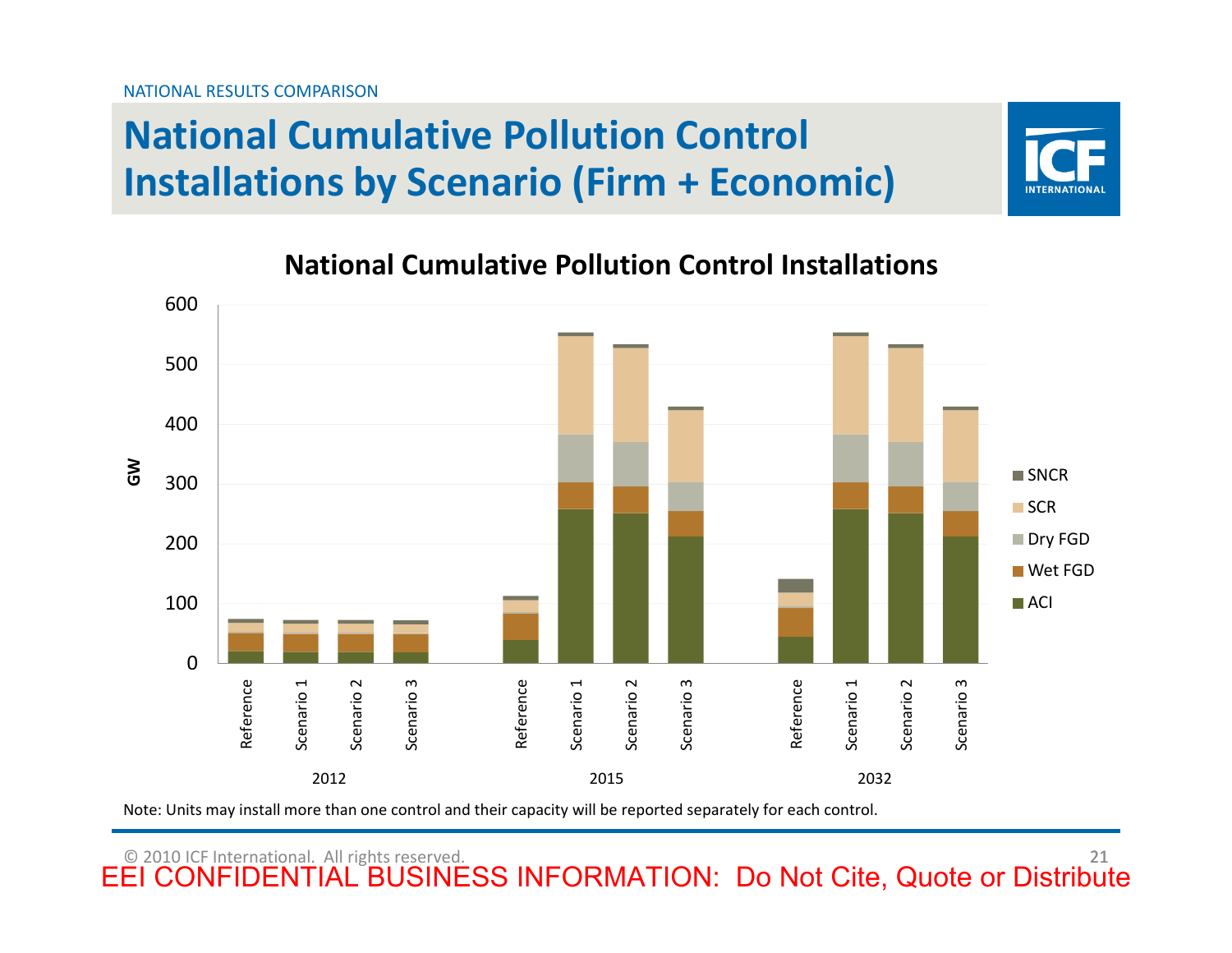NATIONAL RESULTS COMPARISON

# National Cumulative Pollution Control Installations by Scenario (Firm + Economic)

## National Cumulative Pollution Control Installations

GW

600
500
400
300
200
100
0

Reference | Scenario 1 | Scenario 2 | Scenario 3 — 2012
Reference | Scenario 1 | Scenario 2 | Scenario 3 — 2015
Reference | Scenario 1 | Scenario 2 | Scenario 3 — 2032

SNCR
SCR
Dry FGD
Wet FGD
ACI

Note: Units may install more than one control and their capacity will be reported separately for each control.

© 2010 ICF International. All rights reserved.

EEI CONFIDENTIAL BUSINESS INFORMATION: Do Not Cite, Quote or Distribute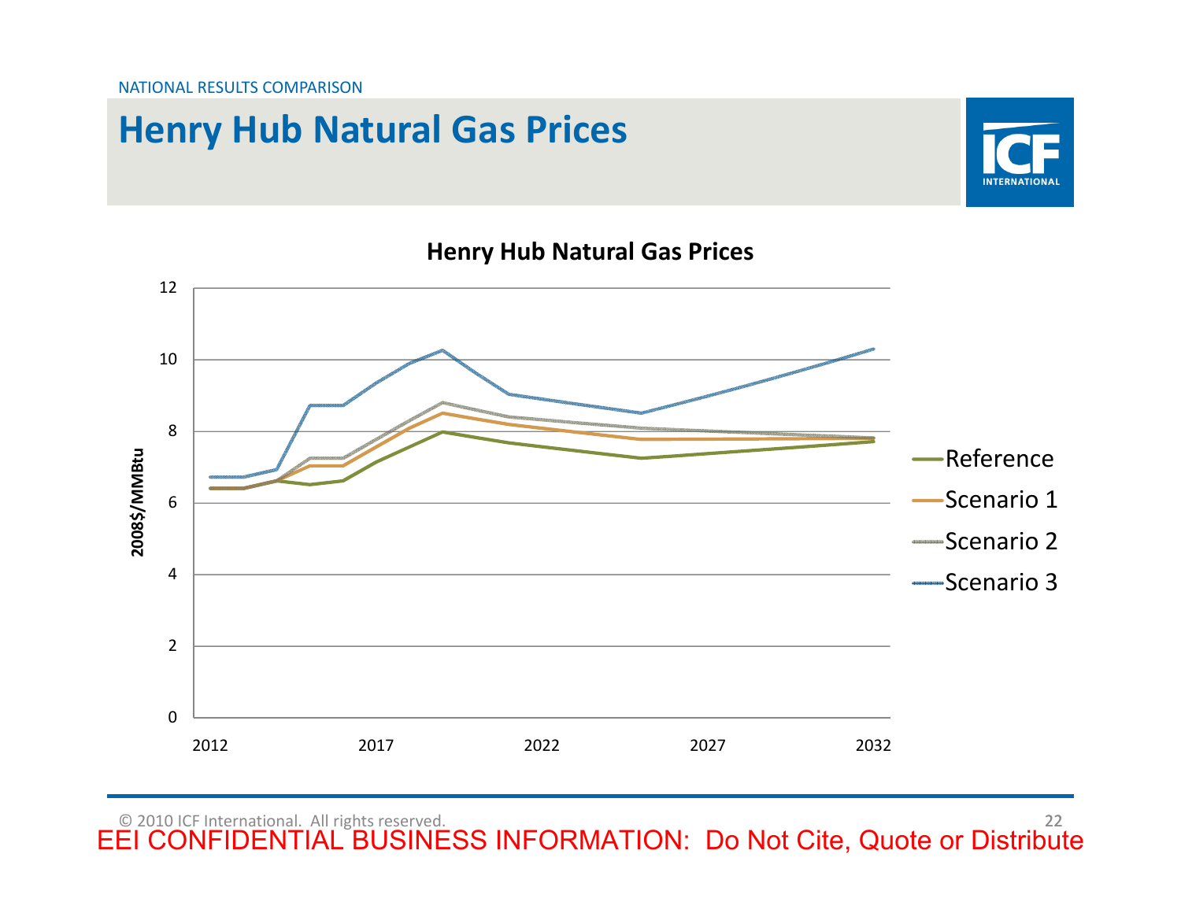NATIONAL RESULTS COMPARISON

# Henry Hub Natural Gas Prices

**Henry Hub Natural Gas Prices**

2008$/MMBtu

Reference
Scenario 1
Scenario 2
Scenario 3

© 2010 ICF International. All rights reserved.

EEI CONFIDENTIAL BUSINESS INFORMATION: Do Not Cite, Quote or Distribute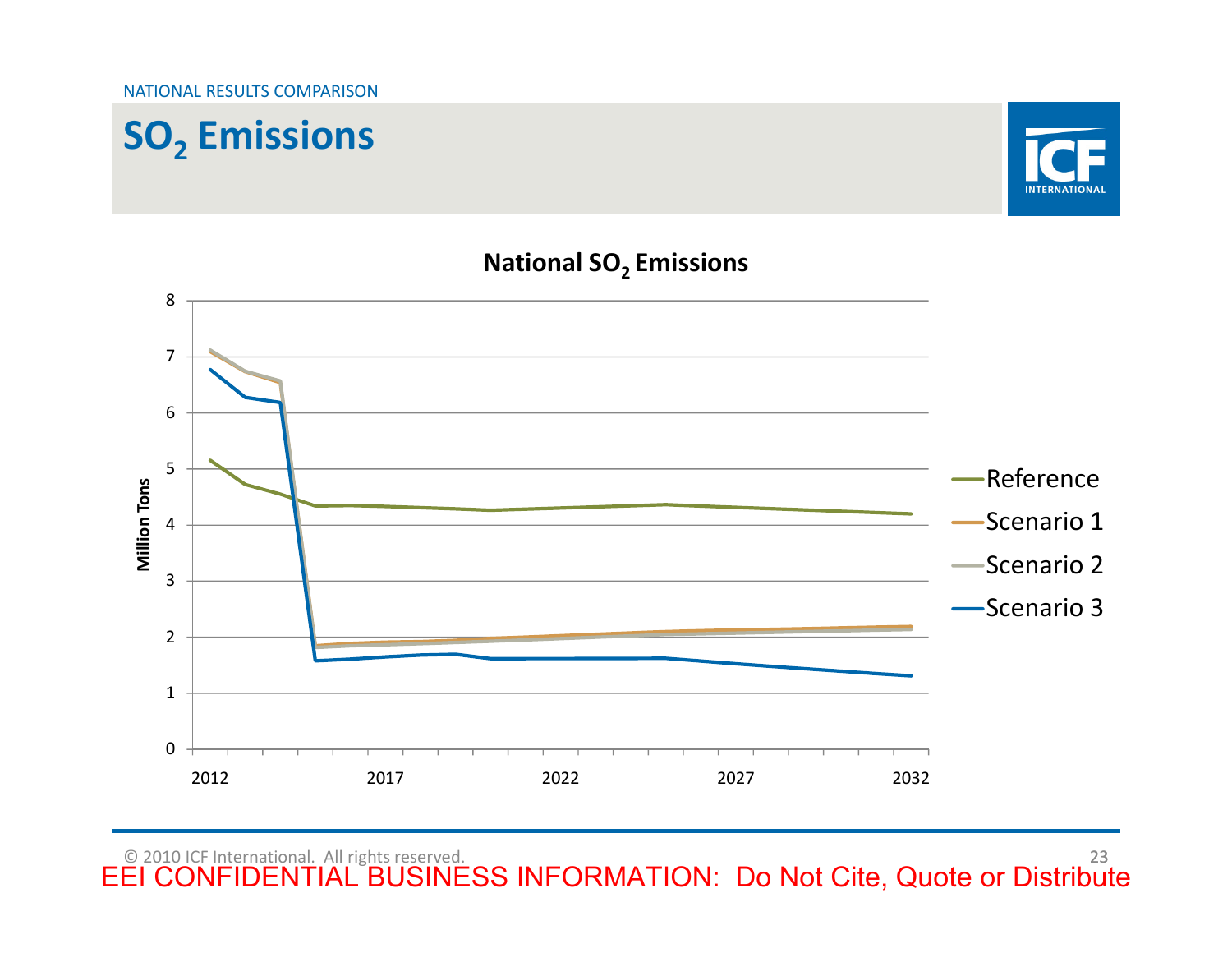NATIONAL RESULTS COMPARISON

# $SO_2$ Emissions

**National $SO_2$ Emissions**

Million Tons

0, 1, 2, 3, 4, 5, 6, 7, 8

2012, 2017, 2022, 2027, 2032

- Reference
- Scenario 1
- Scenario 2
- Scenario 3

© 2010 ICF International. All rights reserved.

EEI CONFIDENTIAL BUSINESS INFORMATION: Do Not Cite, Quote or Distribute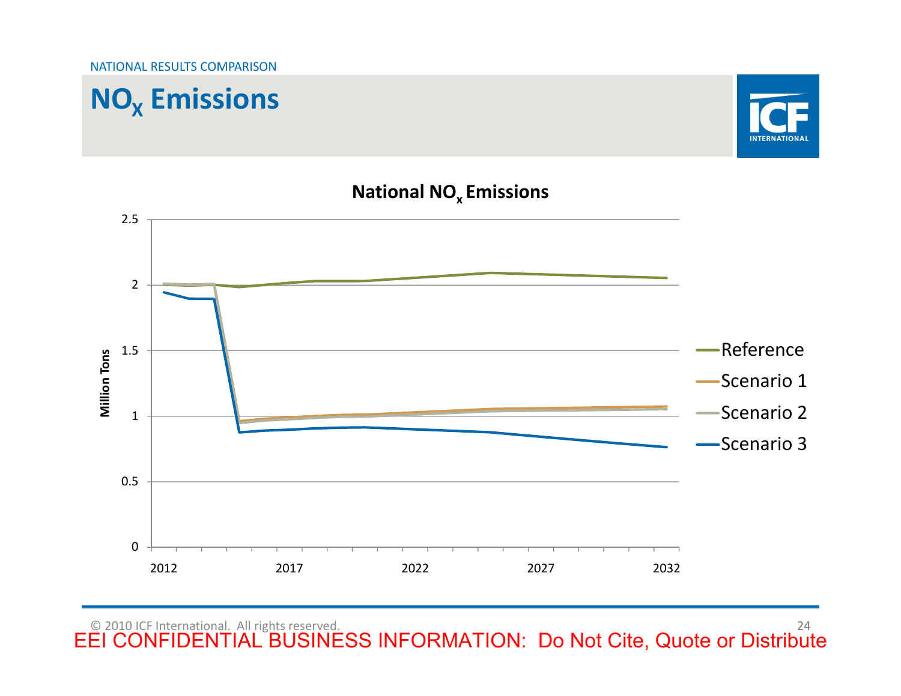NATIONAL RESULTS COMPARISON

# $NO_x$ Emissions

**National $NO_x$ Emissions**

Million Tons

2.5
2
1.5
1
0.5
0

2012 2017 2022 2027 2032

Reference
Scenario 1
Scenario 2
Scenario 3

© 2010 ICF International. All rights reserved.

EEI CONFIDENTIAL BUSINESS INFORMATION: Do Not Cite, Quote or Distribute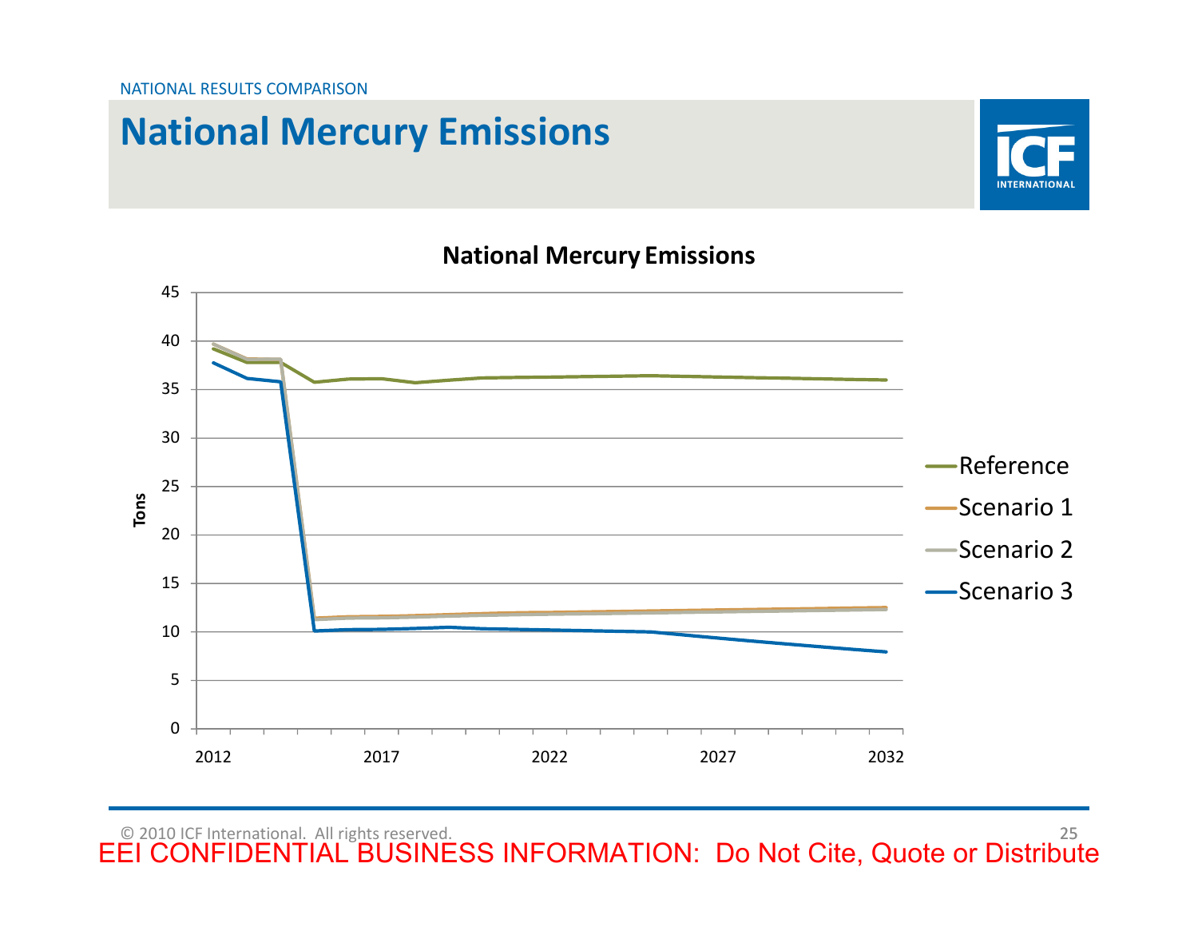NATIONAL RESULTS COMPARISON

# National Mercury Emissions

National Mercury Emissions

Tons

45
40
35
30
25
20
15
10
5
0

2012 2017 2022 2027 2032

- Reference
- Scenario 1
- Scenario 2
- Scenario 3

© 2010 ICF International. All rights reserved.

EEI CONFIDENTIAL BUSINESS INFORMATION: Do Not Cite, Quote or Distribute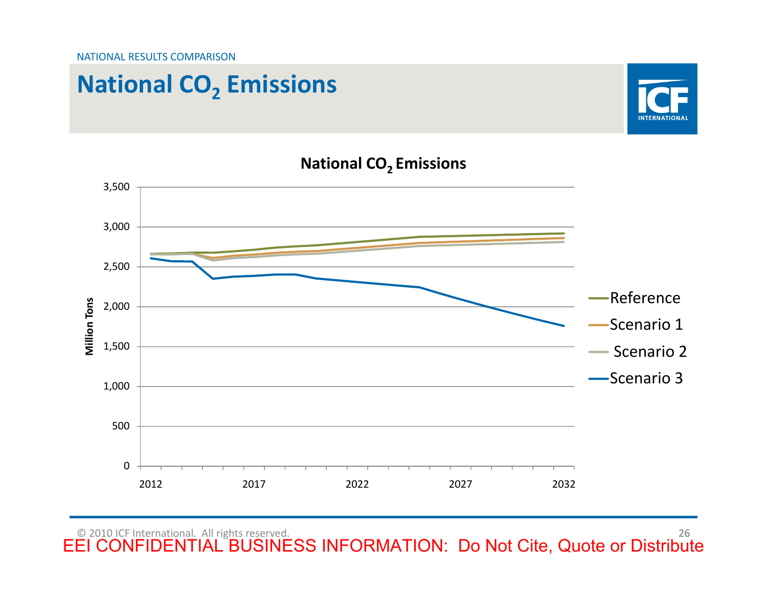NATIONAL RESULTS COMPARISON

# National $CO_2$ Emissions

**National $CO_2$ Emissions**

Million Tons

3,500
3,000
2,500
2,000
1,500
1,000
500
0

2012 2017 2022 2027 2032

Reference
Scenario 1
Scenario 2
Scenario 3

© 2010 ICF International. All rights reserved.

EEI CONFIDENTIAL BUSINESS INFORMATION: Do Not Cite, Quote or Distribute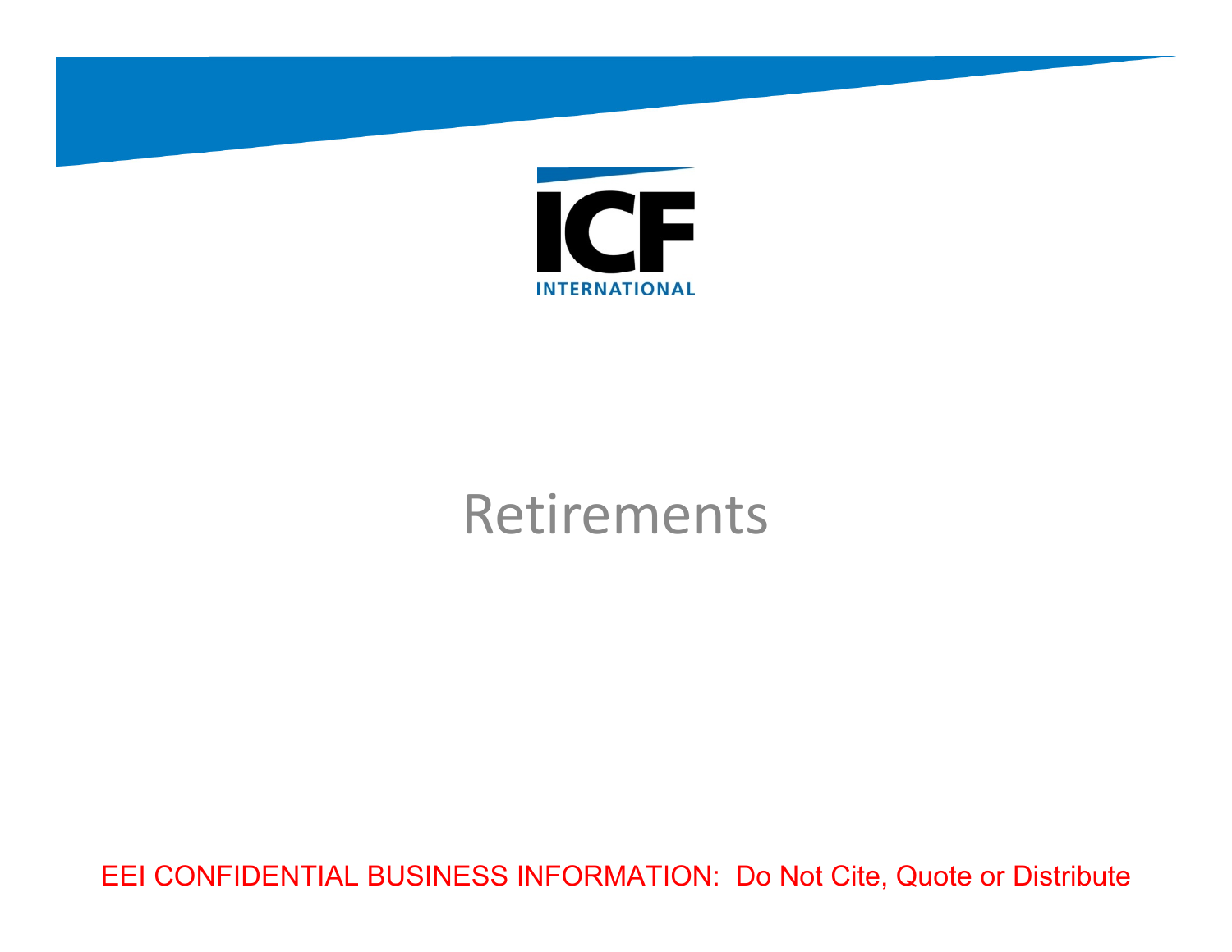# Retirements

EEI CONFIDENTIAL BUSINESS INFORMATION: Do Not Cite, Quote or Distribute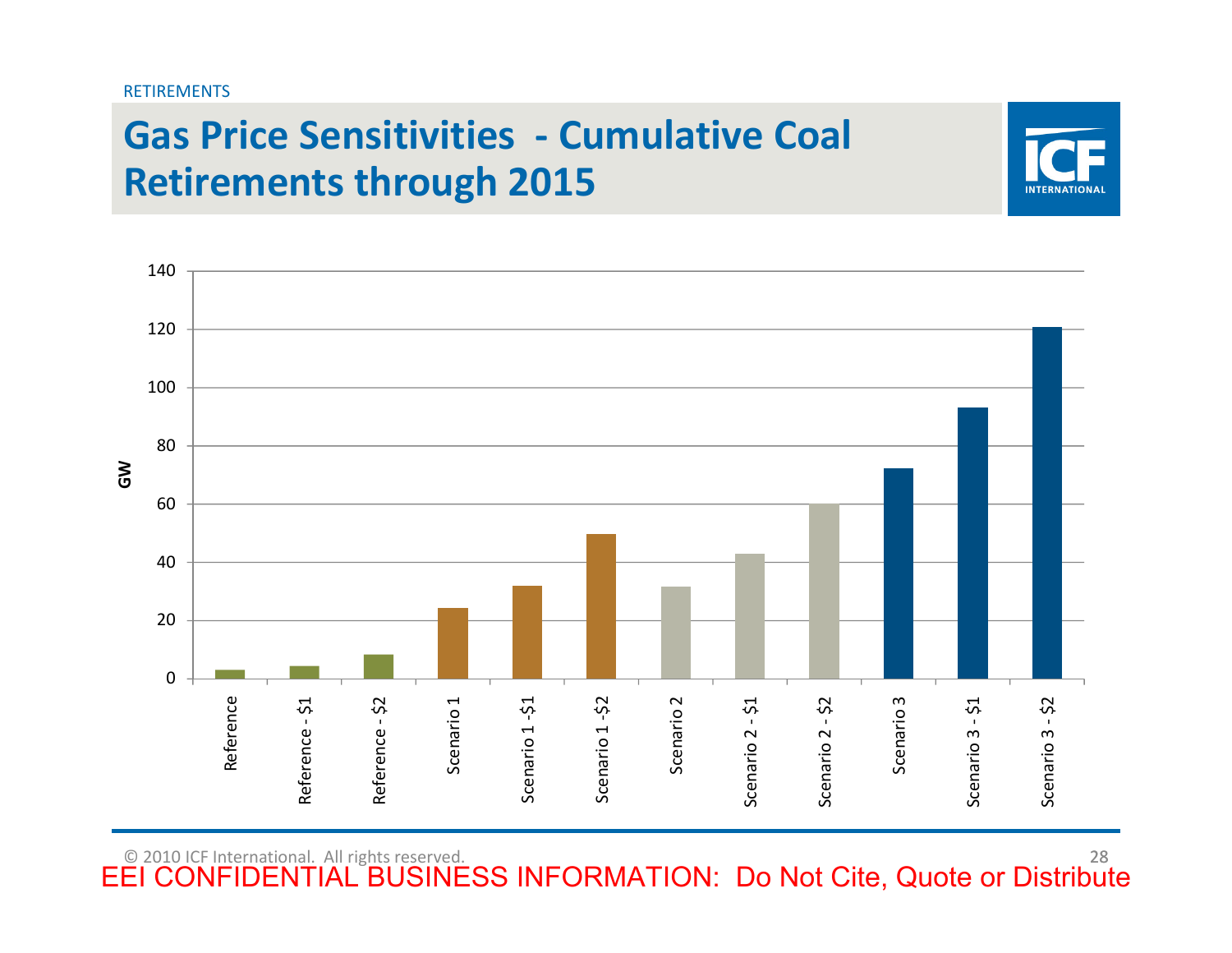RETIREMENTS

# Gas Price Sensitivities - Cumulative Coal Retirements through 2015

| Case | GW |
|---|---|
| Reference | 3 |
| Reference - $1 | 4 |
| Reference - $2 | 8 |
| Scenario 1 | 24 |
| Scenario 1 -$1 | 32 |
| Scenario 1 -$2 | 50 |
| Scenario 2 | 32 |
| Scenario 2 - $1 | 43 |
| Scenario 2 - $2 | 60 |
| Scenario 3 | 72 |
| Scenario 3 - $1 | 93 |
| Scenario 3 - $2 | 121 |

© 2010 ICF International. All rights reserved.

EEI CONFIDENTIAL BUSINESS INFORMATION: Do Not Cite, Quote or Distribute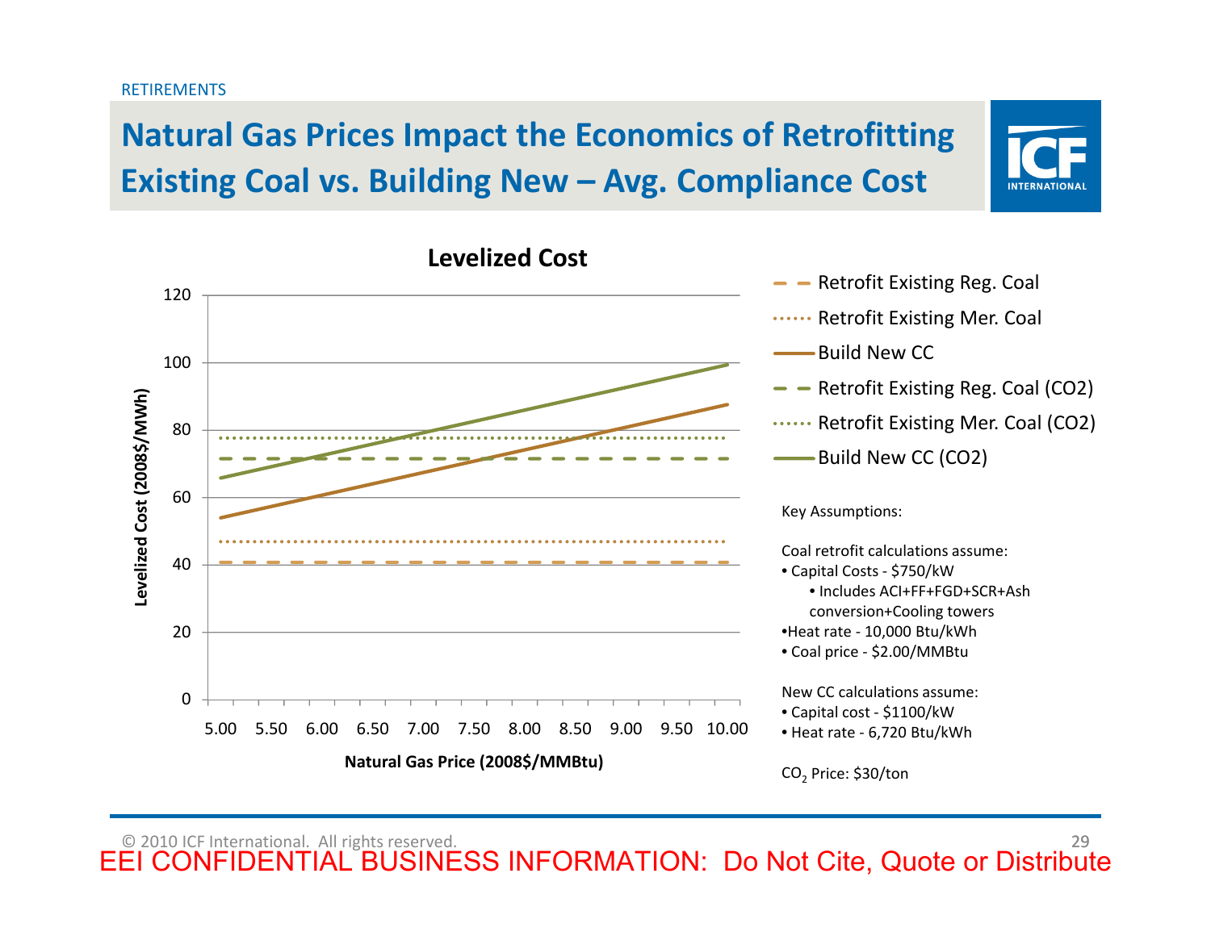RETIREMENTS

# Natural Gas Prices Impact the Economics of Retrofitting Existing Coal vs. Building New – Avg. Compliance Cost

**Levelized Cost**

Levelized Cost (2008$/MWh)

Natural Gas Price (2008$/MMBtu)

- Retrofit Existing Reg. Coal
- Retrofit Existing Mer. Coal
- Build New CC
- Retrofit Existing Reg. Coal (CO2)
- Retrofit Existing Mer. Coal (CO2)
- Build New CC (CO2)

Key Assumptions:

Coal retrofit calculations assume:

- Capital Costs - $750/kW
  - Includes ACI+FF+FGD+SCR+Ash conversion+Cooling towers
- Heat rate - 10,000 Btu/kWh
- Coal price - $2.00/MMBtu

New CC calculations assume:

- Capital cost - $1100/kW
- Heat rate - 6,720 Btu/kWh

$CO_2$ Price: $30/ton

© 2010 ICF International. All rights reserved.

EEI CONFIDENTIAL BUSINESS INFORMATION: Do Not Cite, Quote or Distribute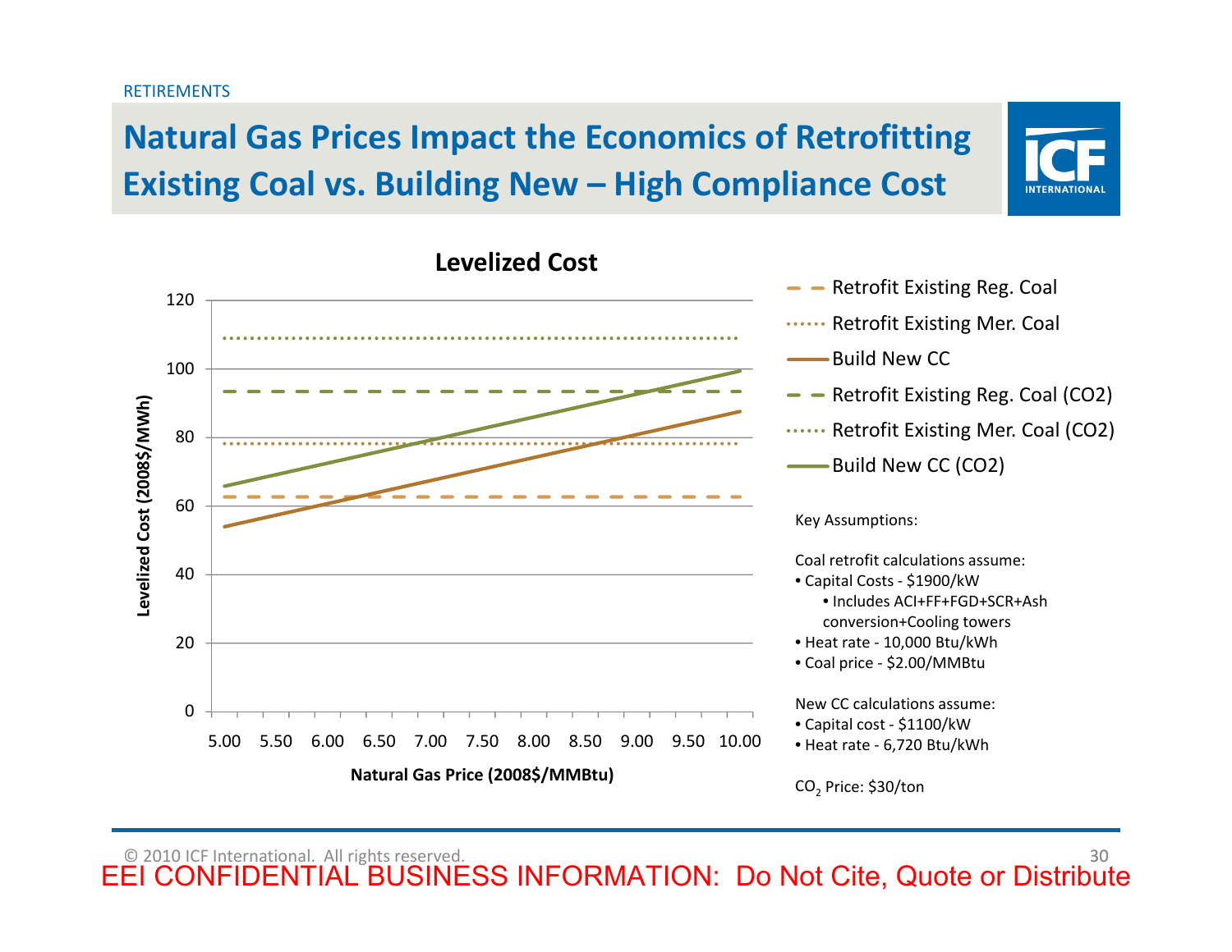RETIREMENTS

# Natural Gas Prices Impact the Economics of Retrofitting Existing Coal vs. Building New – High Compliance Cost

**Levelized Cost**

Levelized Cost (2008$/MWh)

Natural Gas Price (2008$/MMBtu)

- Retrofit Existing Reg. Coal
- Retrofit Existing Mer. Coal
- Build New CC
- Retrofit Existing Reg. Coal (CO2)
- Retrofit Existing Mer. Coal (CO2)
- Build New CC (CO2)

Key Assumptions:

Coal retrofit calculations assume:

- Capital Costs - $1900/kW
  - Includes ACI+FF+FGD+SCR+Ash conversion+Cooling towers
- Heat rate - 10,000 Btu/kWh
- Coal price - $2.00/MMBtu

New CC calculations assume:

- Capital cost - $1100/kW
- Heat rate - 6,720 Btu/kWh

$CO_2$ Price: $30/ton

© 2010 ICF International. All rights reserved.

EEI CONFIDENTIAL BUSINESS INFORMATION: Do Not Cite, Quote or Distribute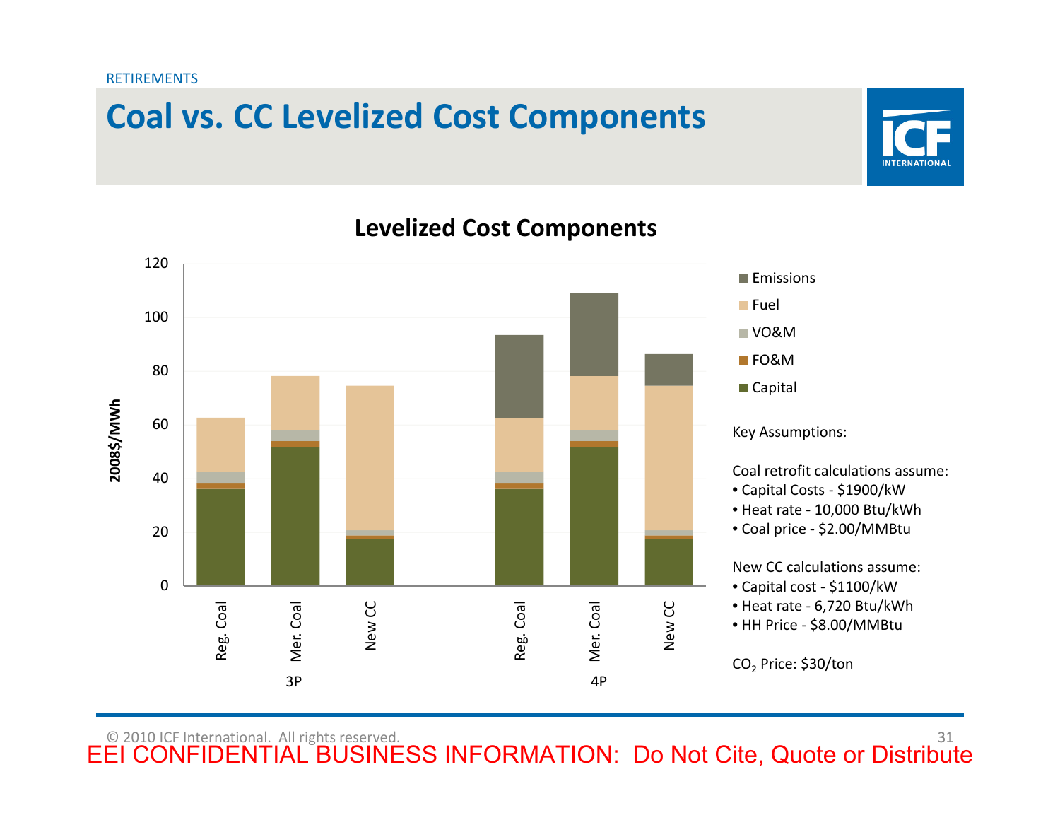RETIREMENTS

# Coal vs. CC Levelized Cost Components

## Levelized Cost Components

Key Assumptions:

Coal retrofit calculations assume:
- Capital Costs - $1900/kW
- Heat rate - 10,000 Btu/kWh
- Coal price - $2.00/MMBtu

New CC calculations assume:
- Capital cost - $1100/kW
- Heat rate - 6,720 Btu/kWh
- HH Price - $8.00/MMBtu

$CO_2$ Price: $30/ton

© 2010 ICF International. All rights reserved.

EEI CONFIDENTIAL BUSINESS INFORMATION: Do Not Cite, Quote or Distribute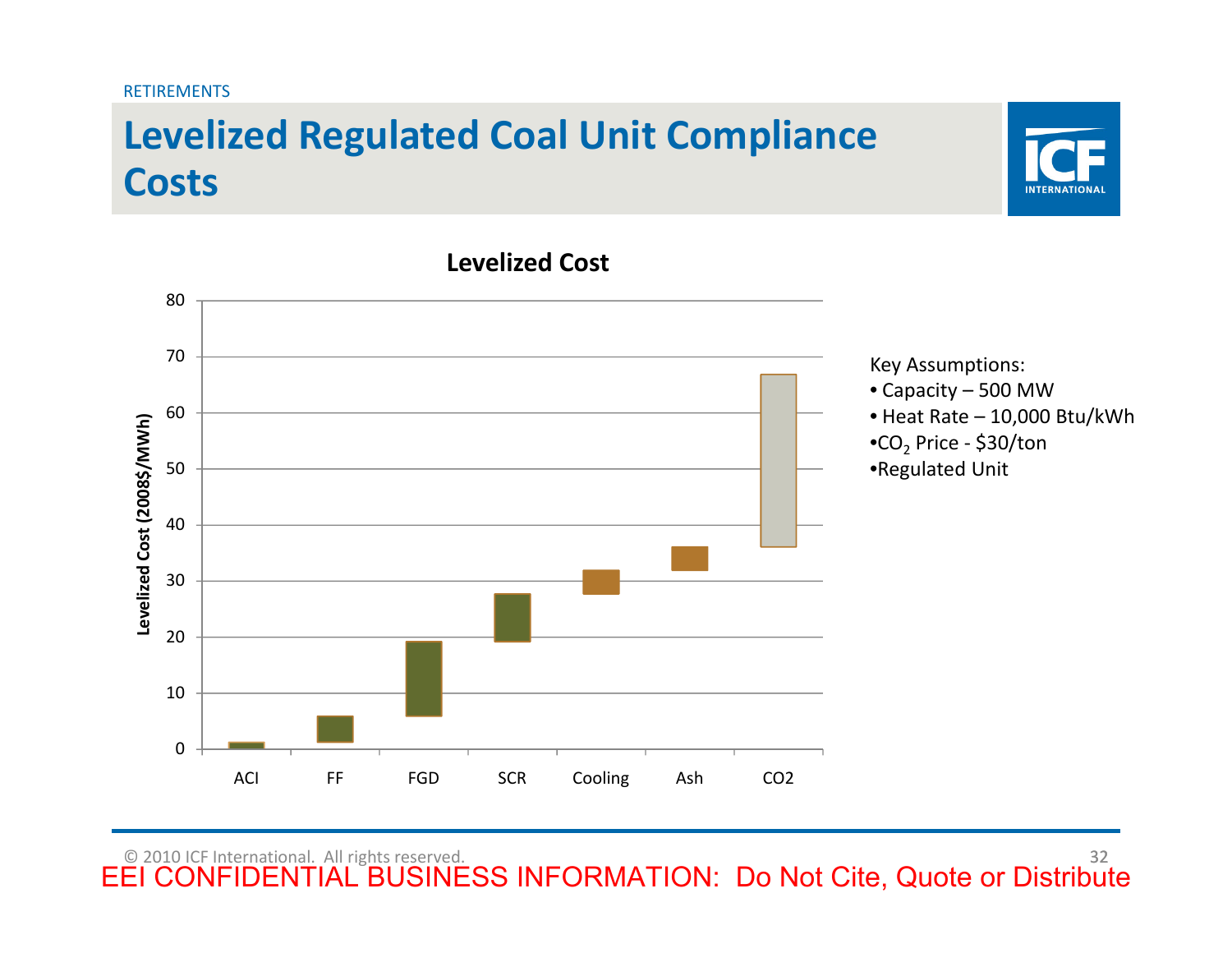RETIREMENTS

# Levelized Regulated Coal Unit Compliance Costs

**Levelized Cost**

| Component | Approx. range (Levelized Cost, 2008$/MWh) |
|---|---|
| ACI | 0 – 1 |
| FF | 1 – 6 |
| FGD | 6 – 19 |
| SCR | 19 – 28 |
| Cooling | 28 – 32 |
| Ash | 32 – 36 |
| CO2 | 36 – 67 |

Key Assumptions:

- Capacity – 500 MW
- Heat Rate – 10,000 Btu/kWh
- $CO_2$ Price - $30/ton
- Regulated Unit

© 2010 ICF International. All rights reserved.

EEI CONFIDENTIAL BUSINESS INFORMATION: Do Not Cite, Quote or Distribute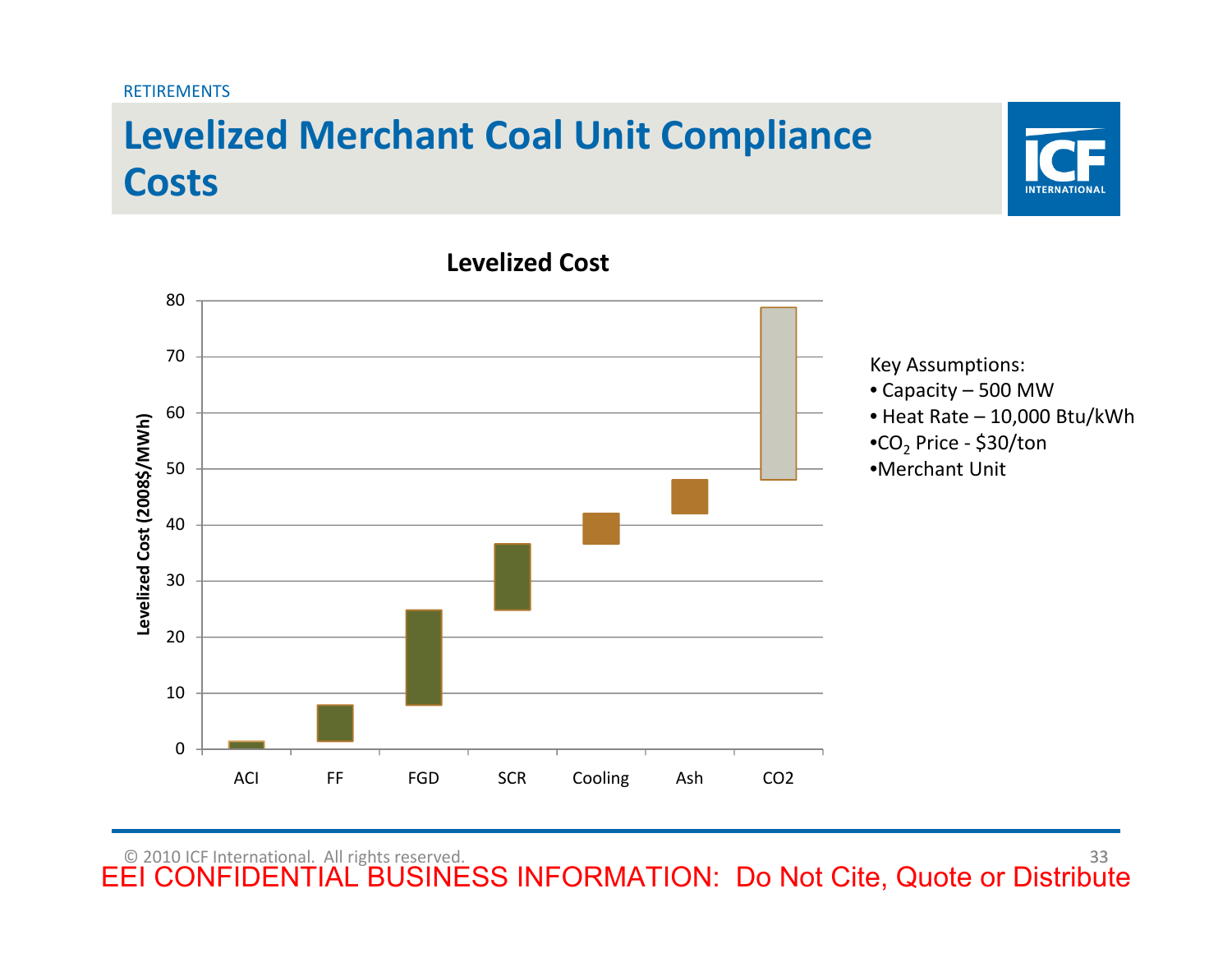RETIREMENTS

# Levelized Merchant Coal Unit Compliance Costs

**Levelized Cost**

Levelized Cost (2008$/MWh)

| Component | Approx. Range (2008$/MWh) |
|---|---|
| ACI | 0 – 1.5 |
| FF | 1.5 – 8 |
| FGD | 8 – 25 |
| SCR | 25 – 37 |
| Cooling | 37 – 42 |
| Ash | 42 – 48 |
| CO2 | 48 – 79 |

Key Assumptions:

- Capacity – 500 MW
- Heat Rate – 10,000 Btu/kWh
- $CO_2$ Price - $30/ton
- Merchant Unit

© 2010 ICF International. All rights reserved.

EEI CONFIDENTIAL BUSINESS INFORMATION: Do Not Cite, Quote or Distribute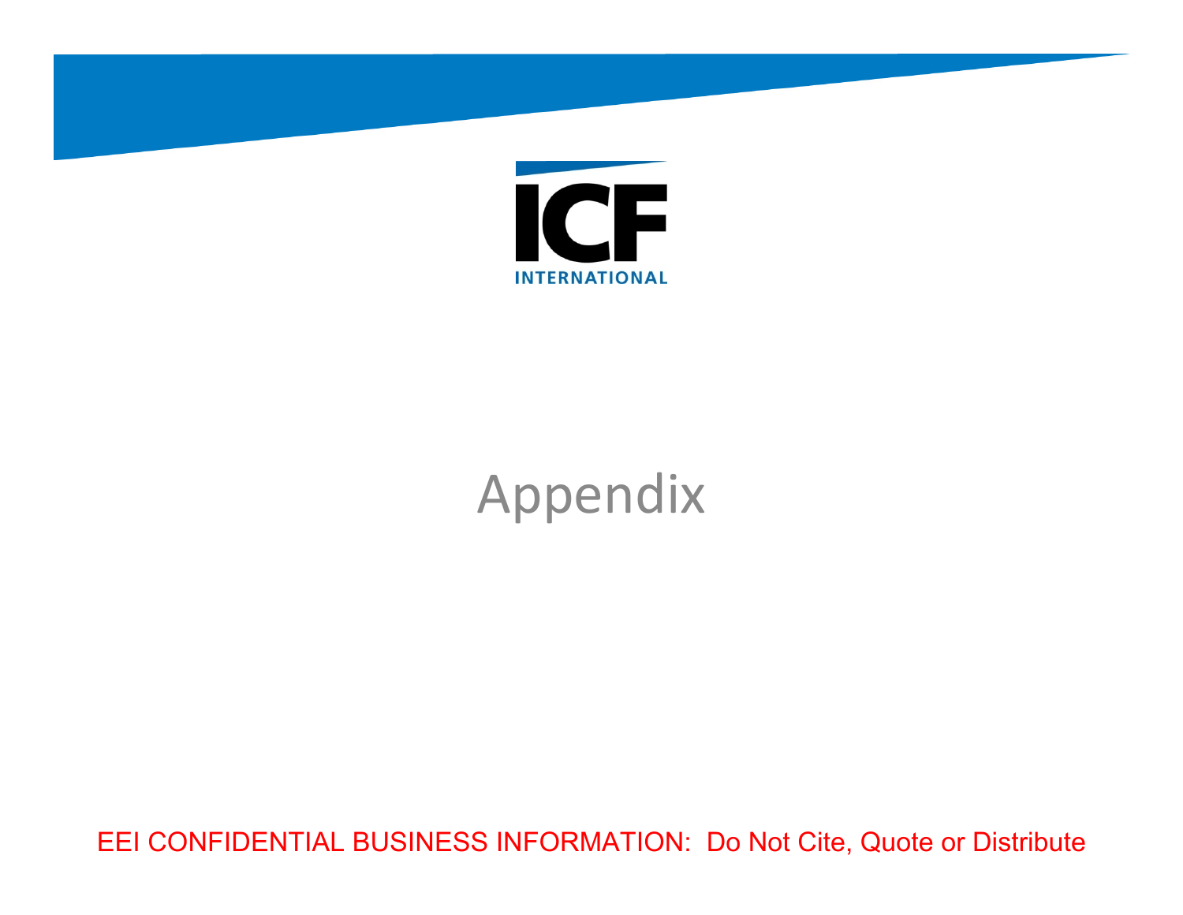ICF INTERNATIONAL

# Appendix

EEI CONFIDENTIAL BUSINESS INFORMATION: Do Not Cite, Quote or Distribute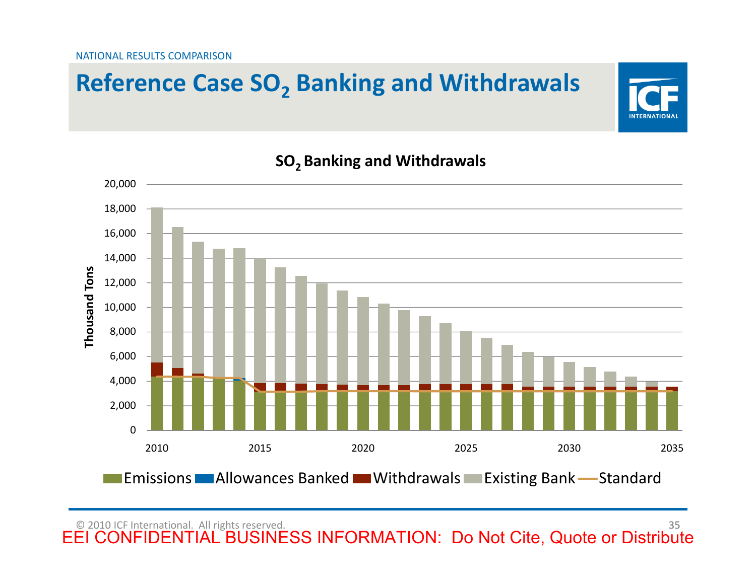NATIONAL RESULTS COMPARISON

# Reference Case $SO_2$ Banking and Withdrawals

## $SO_2$ Banking and Withdrawals

Thousand Tons

Emissions | Allowances Banked | Withdrawals | Existing Bank | Standard

© 2010 ICF International. All rights reserved.

EEI CONFIDENTIAL BUSINESS INFORMATION: Do Not Cite, Quote or Distribute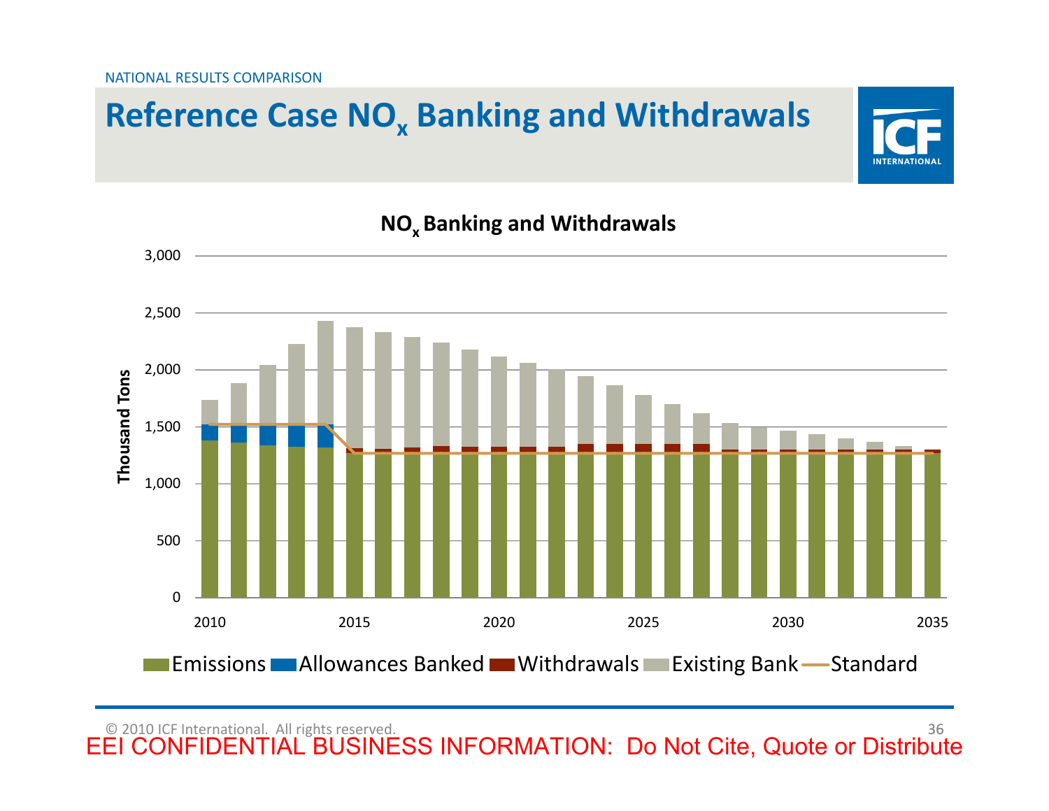NATIONAL RESULTS COMPARISON

# Reference Case $NO_x$ Banking and Withdrawals

## $NO_x$ Banking and Withdrawals

3,000
2,500
2,000
1,500
1,000
500
0

Thousand Tons

2010
2015
2020
2025
2030
2035

Emissions
Allowances Banked
Withdrawals
Existing Bank
Standard

© 2010 ICF International. All rights reserved.

EEI CONFIDENTIAL BUSINESS INFORMATION: Do Not Cite, Quote or Distribute